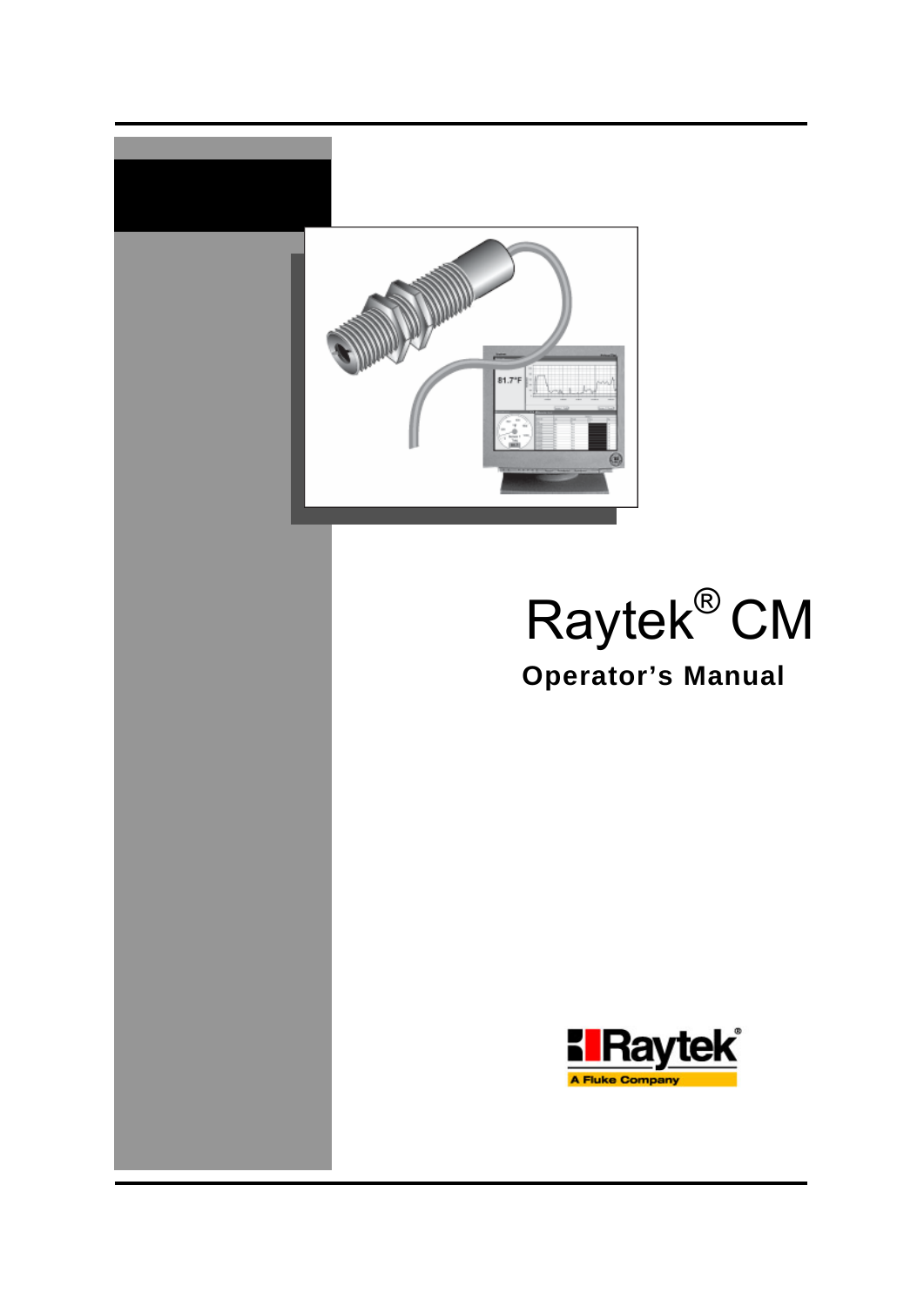# Raytek® CM

**Operator's Manual**

Raytek
A Fluke Company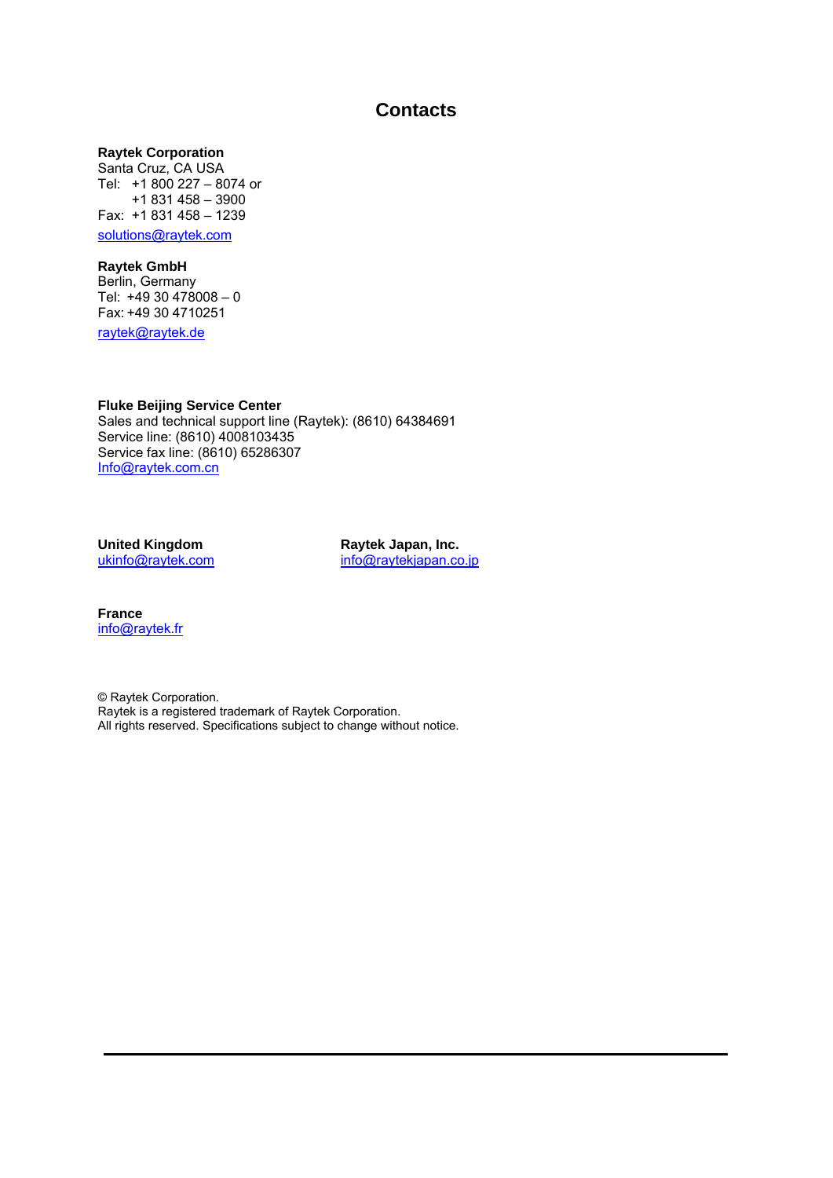# Contacts

**Raytek Corporation**
Santa Cruz, CA USA
Tel: +1 800 227 – 8074 or
+1 831 458 – 3900
Fax: +1 831 458 – 1239
solutions@raytek.com

**Raytek GmbH**
Berlin, Germany
Tel: +49 30 478008 – 0
Fax: +49 30 4710251
raytek@raytek.de

**Fluke Beijing Service Center**
Sales and technical support line (Raytek): (8610) 64384691
Service line: (8610) 4008103435
Service fax line: (8610) 65286307
Info@raytek.com.cn

**United Kingdom**
ukinfo@raytek.com

**Raytek Japan, Inc.**
info@raytekjapan.co.jp

**France**
info@raytek.fr

© Raytek Corporation.
Raytek is a registered trademark of Raytek Corporation.
All rights reserved. Specifications subject to change without notice.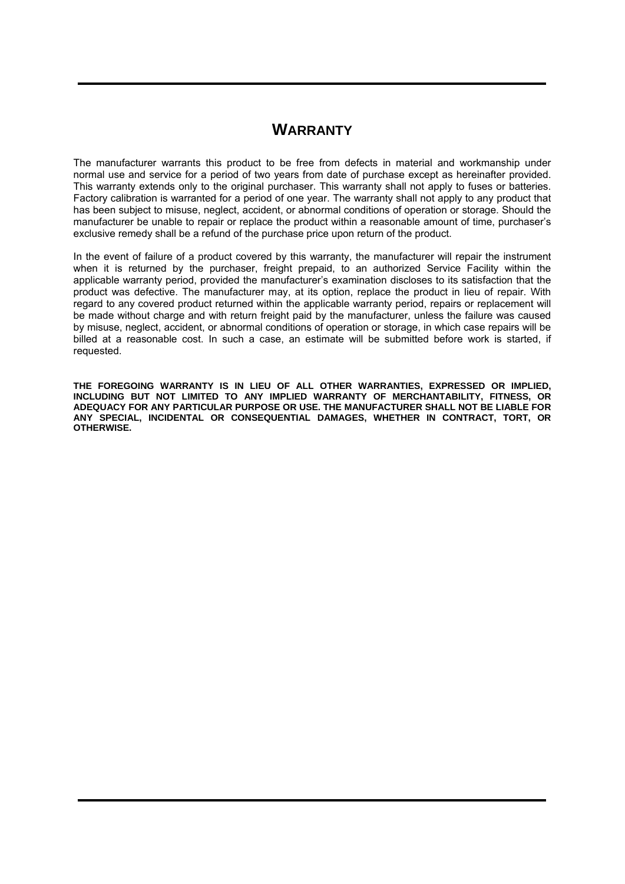# WARRANTY

The manufacturer warrants this product to be free from defects in material and workmanship under normal use and service for a period of two years from date of purchase except as hereinafter provided. This warranty extends only to the original purchaser. This warranty shall not apply to fuses or batteries. Factory calibration is warranted for a period of one year. The warranty shall not apply to any product that has been subject to misuse, neglect, accident, or abnormal conditions of operation or storage. Should the manufacturer be unable to repair or replace the product within a reasonable amount of time, purchaser's exclusive remedy shall be a refund of the purchase price upon return of the product.

In the event of failure of a product covered by this warranty, the manufacturer will repair the instrument when it is returned by the purchaser, freight prepaid, to an authorized Service Facility within the applicable warranty period, provided the manufacturer's examination discloses to its satisfaction that the product was defective. The manufacturer may, at its option, replace the product in lieu of repair. With regard to any covered product returned within the applicable warranty period, repairs or replacement will be made without charge and with return freight paid by the manufacturer, unless the failure was caused by misuse, neglect, accident, or abnormal conditions of operation or storage, in which case repairs will be billed at a reasonable cost. In such a case, an estimate will be submitted before work is started, if requested.

**THE FOREGOING WARRANTY IS IN LIEU OF ALL OTHER WARRANTIES, EXPRESSED OR IMPLIED, INCLUDING BUT NOT LIMITED TO ANY IMPLIED WARRANTY OF MERCHANTABILITY, FITNESS, OR ADEQUACY FOR ANY PARTICULAR PURPOSE OR USE. THE MANUFACTURER SHALL NOT BE LIABLE FOR ANY SPECIAL, INCIDENTAL OR CONSEQUENTIAL DAMAGES, WHETHER IN CONTRACT, TORT, OR OTHERWISE.**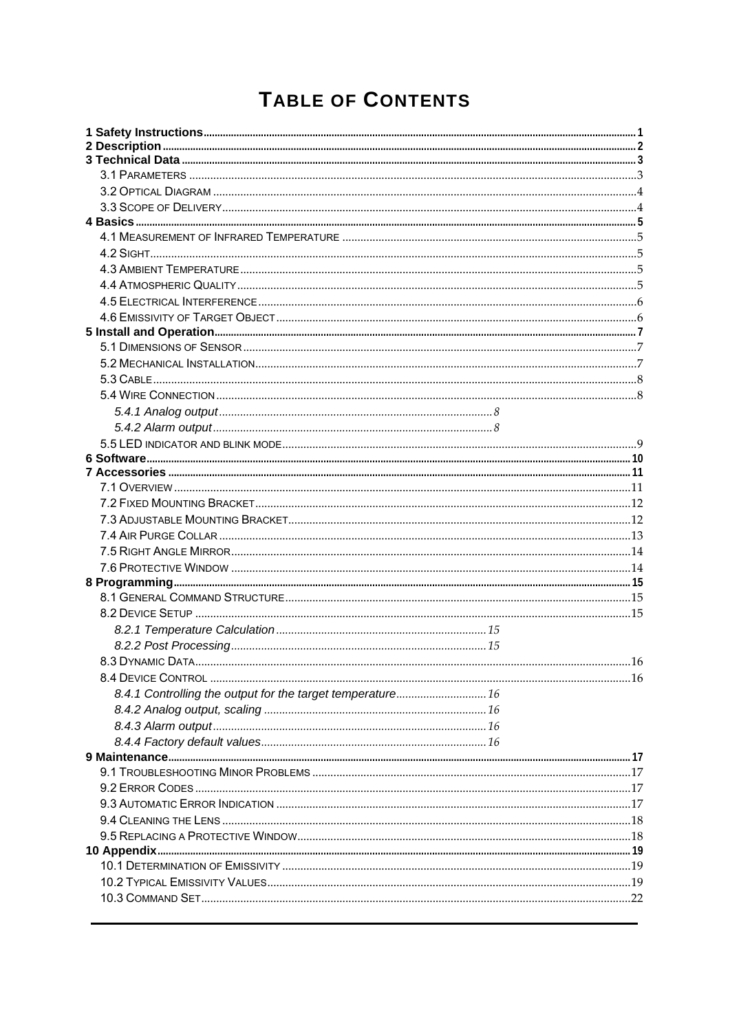# TABLE OF CONTENTS

**1 Safety Instructions** ..... 1
**2 Description** ..... 2
**3 Technical Data** ..... 3
- 3.1 PARAMETERS ..... 3
- 3.2 OPTICAL DIAGRAM ..... 4
- 3.3 SCOPE OF DELIVERY ..... 4

**4 Basics** ..... 5
- 4.1 MEASUREMENT OF INFRARED TEMPERATURE ..... 5
- 4.2 SIGHT ..... 5
- 4.3 AMBIENT TEMPERATURE ..... 5
- 4.4 ATMOSPHERIC QUALITY ..... 5
- 4.5 ELECTRICAL INTERFERENCE ..... 6
- 4.6 EMISSIVITY OF TARGET OBJECT ..... 6

**5 Install and Operation** ..... 7
- 5.1 DIMENSIONS OF SENSOR ..... 7
- 5.2 MECHANICAL INSTALLATION ..... 7
- 5.3 CABLE ..... 8
- 5.4 WIRE CONNECTION ..... 8
  - *5.4.1 Analog output* ..... 8
  - *5.4.2 Alarm output* ..... 8
- 5.5 LED INDICATOR AND BLINK MODE ..... 9

**6 Software** ..... 10
**7 Accessories** ..... 11
- 7.1 OVERVIEW ..... 11
- 7.2 FIXED MOUNTING BRACKET ..... 12
- 7.3 ADJUSTABLE MOUNTING BRACKET ..... 12
- 7.4 AIR PURGE COLLAR ..... 13
- 7.5 RIGHT ANGLE MIRROR ..... 14
- 7.6 PROTECTIVE WINDOW ..... 14

**8 Programming** ..... 15
- 8.1 GENERAL COMMAND STRUCTURE ..... 15
- 8.2 DEVICE SETUP ..... 15
  - *8.2.1 Temperature Calculation* ..... 15
  - *8.2.2 Post Processing* ..... 15
- 8.3 DYNAMIC DATA ..... 16
- 8.4 DEVICE CONTROL ..... 16
  - *8.4.1 Controlling the output for the target temperature* ..... 16
  - *8.4.2 Analog output, scaling* ..... 16
  - *8.4.3 Alarm output* ..... 16
  - *8.4.4 Factory default values* ..... 16

**9 Maintenance** ..... 17
- 9.1 TROUBLESHOOTING MINOR PROBLEMS ..... 17
- 9.2 ERROR CODES ..... 17
- 9.3 AUTOMATIC ERROR INDICATION ..... 17
- 9.4 CLEANING THE LENS ..... 18
- 9.5 REPLACING A PROTECTIVE WINDOW ..... 18

**10 Appendix** ..... 19
- 10.1 DETERMINATION OF EMISSIVITY ..... 19
- 10.2 TYPICAL EMISSIVITY VALUES ..... 19
- 10.3 COMMAND SET ..... 22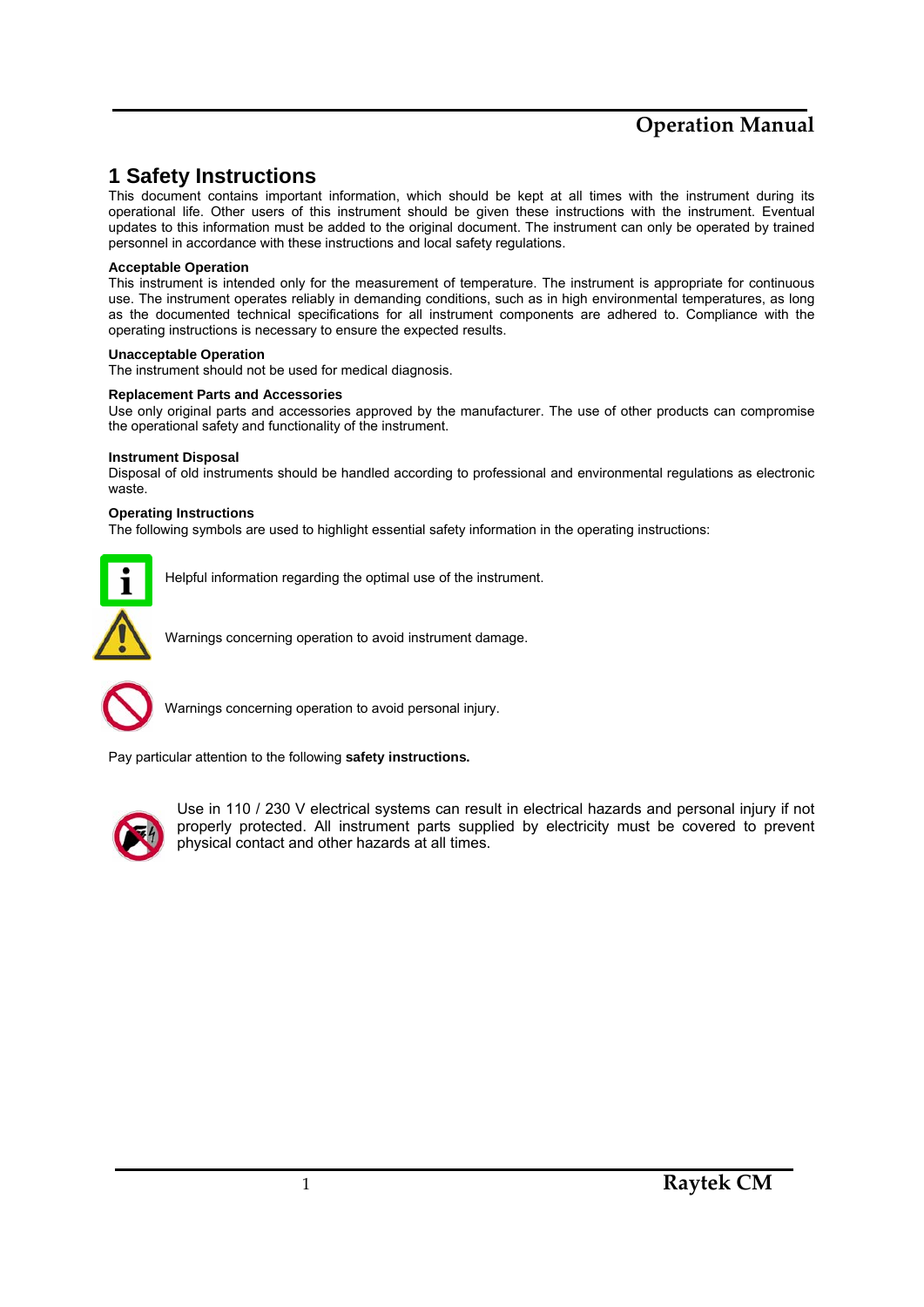# 1 Safety Instructions

This document contains important information, which should be kept at all times with the instrument during its operational life. Other users of this instrument should be given these instructions with the instrument. Eventual updates to this information must be added to the original document. The instrument can only be operated by trained personnel in accordance with these instructions and local safety regulations.

**Acceptable Operation**

This instrument is intended only for the measurement of temperature. The instrument is appropriate for continuous use. The instrument operates reliably in demanding conditions, such as in high environmental temperatures, as long as the documented technical specifications for all instrument components are adhered to. Compliance with the operating instructions is necessary to ensure the expected results.

**Unacceptable Operation**

The instrument should not be used for medical diagnosis.

**Replacement Parts and Accessories**

Use only original parts and accessories approved by the manufacturer. The use of other products can compromise the operational safety and functionality of the instrument.

**Instrument Disposal**

Disposal of old instruments should be handled according to professional and environmental regulations as electronic waste.

**Operating Instructions**

The following symbols are used to highlight essential safety information in the operating instructions:

Helpful information regarding the optimal use of the instrument.

Warnings concerning operation to avoid instrument damage.

Warnings concerning operation to avoid personal injury.

Pay particular attention to the following **safety instructions.**

Use in 110 / 230 V electrical systems can result in electrical hazards and personal injury if not properly protected. All instrument parts supplied by electricity must be covered to prevent physical contact and other hazards at all times.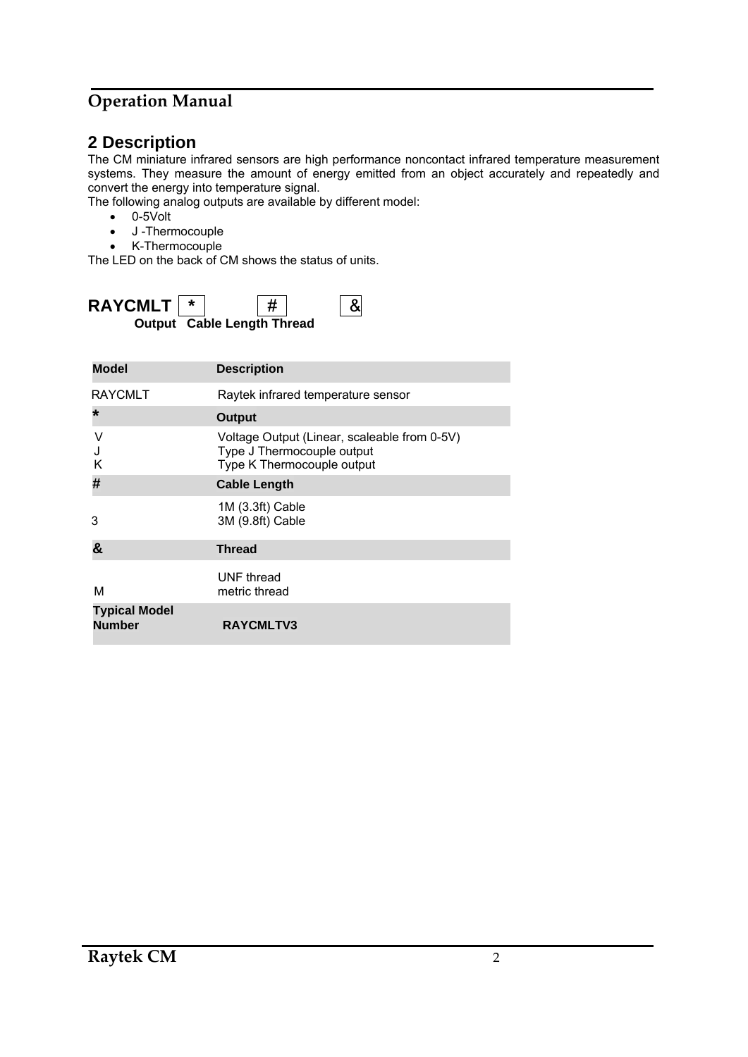## 2 Description

The CM miniature infrared sensors are high performance noncontact infrared temperature measurement systems. They measure the amount of energy emitted from an object accurately and repeatedly and convert the energy into temperature signal.

The following analog outputs are available by different model:

- 0-5Volt
- J -Thermocouple
- K-Thermocouple

The LED on the back of CM shows the status of units.

**RAYCMLT** * # &

**Output Cable Length Thread**

| Model | Description |
|---|---|
| RAYCMLT | Raytek infrared temperature sensor |
| * | **Output** |
| V<br>J<br>K | Voltage Output (Linear, scaleable from 0-5V)<br>Type J Thermocouple output<br>Type K Thermocouple output |
| # | **Cable Length** |
| <br>3 | 1M (3.3ft) Cable<br>3M (9.8ft) Cable |
| & | **Thread** |
| <br>M | UNF thread<br>metric thread |
| **Typical Model Number** | **RAYCMLTV3** |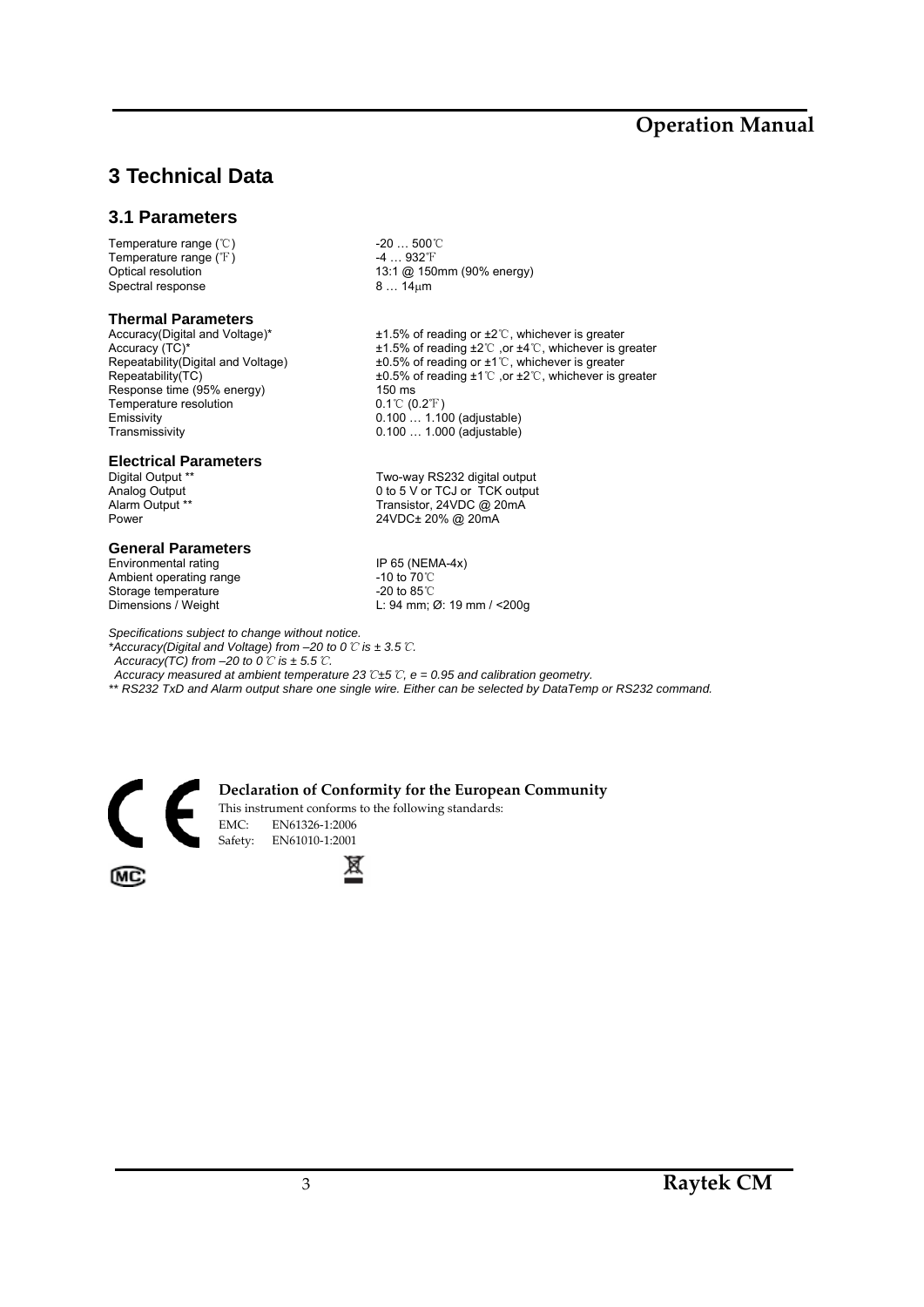# 3 Technical Data

## 3.1 Parameters

| | |
|---|---|
| Temperature range (℃) | -20 … 500℃ |
| Temperature range (℉) | -4 … 932℉ |
| Optical resolution | 13:1 @ 150mm (90% energy) |
| Spectral response | 8 … 14μm |

### Thermal Parameters

| | |
|---|---|
| Accuracy(Digital and Voltage)* | ±1.5% of reading or ±2℃, whichever is greater |
| Accuracy (TC)* | ±1.5% of reading ±2℃ ,or ±4℃, whichever is greater |
| Repeatability(Digital and Voltage) | ±0.5% of reading or ±1℃, whichever is greater |
| Repeatability(TC) | ±0.5% of reading ±1℃ ,or ±2℃, whichever is greater |
| Response time (95% energy) | 150 ms |
| Temperature resolution | 0.1℃ (0.2℉) |
| Emissivity | 0.100 … 1.100 (adjustable) |
| Transmissivity | 0.100 … 1.000 (adjustable) |

### Electrical Parameters

| | |
|---|---|
| Digital Output ** | Two-way RS232 digital output |
| Analog Output | 0 to 5 V or TCJ or TCK output |
| Alarm Output ** | Transistor, 24VDC @ 20mA |
| Power | 24VDC± 20% @ 20mA |

### General Parameters

| | |
|---|---|
| Environmental rating | IP 65 (NEMA-4x) |
| Ambient operating range | -10 to 70℃ |
| Storage temperature | -20 to 85℃ |
| Dimensions / Weight | L: 94 mm; Ø: 19 mm / <200g |

*Specifications subject to change without notice.*
*\*Accuracy(Digital and Voltage) from –20 to 0℃ is ± 3.5℃.*
*Accuracy(TC) from –20 to 0℃ is ± 5.5℃.*
*Accuracy measured at ambient temperature 23℃±5℃, e = 0.95 and calibration geometry.*
*\*\* RS232 TxD and Alarm output share one single wire. Either can be selected by DataTemp or RS232 command.*

**Declaration of Conformity for the European Community**

This instrument conforms to the following standards:

EMC: EN61326-1:2006
Safety: EN61010-1:2001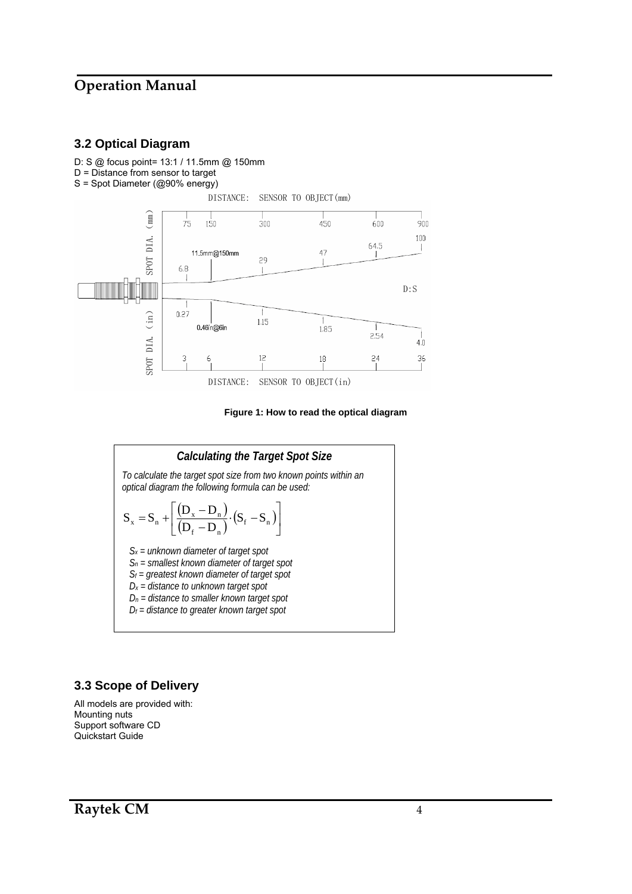## 3.2 Optical Diagram

D: S @ focus point= 13:1 / 11.5mm @ 150mm
D = Distance from sensor to target
S = Spot Diameter (@90% energy)

DISTANCE: SENSOR TO OBJECT(mm)

| Distance (mm) | 75 | 150 | 300 | 450 | 600 | 900 |
|---|---|---|---|---|---|---|
| Spot dia. (mm) | 6.8 | 11.5mm@150mm | 29 | 47 | 64.5 | 100 |
| Spot dia. (in) | 0.27 | 0.46in@6in | 1.15 | 1.85 | 2.54 | 4.0 |
| Distance (in) | 3 | 6 | 12 | 18 | 24 | 36 |

D:S

DISTANCE: SENSOR TO OBJECT(in)

**Figure 1: How to read the optical diagram**

### *Calculating the Target Spot Size*

*To calculate the target spot size from two known points within an optical diagram the following formula can be used:*

$$S_x = S_n + \left[ \frac{(D_x - D_n)}{(D_f - D_n)} \cdot (S_f - S_n) \right]$$

*$S_x$ = unknown diameter of target spot*
*$S_n$ = smallest known diameter of target spot*
*$S_f$ = greatest known diameter of target spot*
*$D_x$ = distance to unknown target spot*
*$D_n$ = distance to smaller known target spot*
*$D_f$ = distance to greater known target spot*

## 3.3 Scope of Delivery

All models are provided with:
Mounting nuts
Support software CD
Quickstart Guide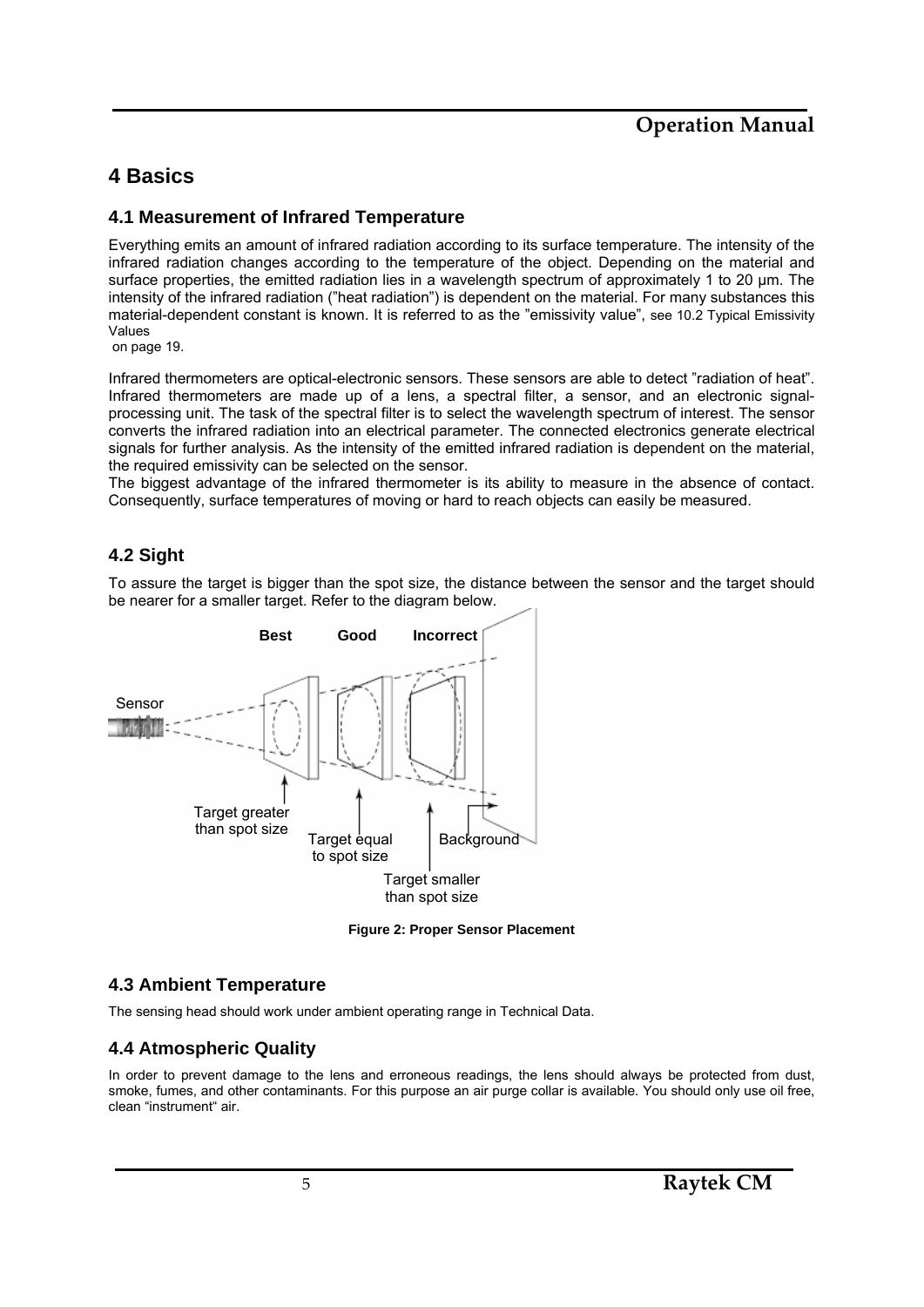# 4 Basics

## 4.1 Measurement of Infrared Temperature

Everything emits an amount of infrared radiation according to its surface temperature. The intensity of the infrared radiation changes according to the temperature of the object. Depending on the material and surface properties, the emitted radiation lies in a wavelength spectrum of approximately 1 to 20 µm. The intensity of the infrared radiation ("heat radiation") is dependent on the material. For many substances this material-dependent constant is known. It is referred to as the "emissivity value", see 10.2 Typical Emissivity Values
on page 19.

Infrared thermometers are optical-electronic sensors. These sensors are able to detect "radiation of heat". Infrared thermometers are made up of a lens, a spectral filter, a sensor, and an electronic signal-processing unit. The task of the spectral filter is to select the wavelength spectrum of interest. The sensor converts the infrared radiation into an electrical parameter. The connected electronics generate electrical signals for further analysis. As the intensity of the emitted infrared radiation is dependent on the material, the required emissivity can be selected on the sensor.
The biggest advantage of the infrared thermometer is its ability to measure in the absence of contact. Consequently, surface temperatures of moving or hard to reach objects can easily be measured.

## 4.2 Sight

To assure the target is bigger than the spot size, the distance between the sensor and the target should be nearer for a smaller target. Refer to the diagram below.

Best Good Incorrect

Sensor

Target greater than spot size

Target equal to spot size

Background

Target smaller than spot size

**Figure 2: Proper Sensor Placement**

## 4.3 Ambient Temperature

The sensing head should work under ambient operating range in Technical Data.

## 4.4 Atmospheric Quality

In order to prevent damage to the lens and erroneous readings, the lens should always be protected from dust, smoke, fumes, and other contaminants. For this purpose an air purge collar is available. You should only use oil free, clean "instrument" air.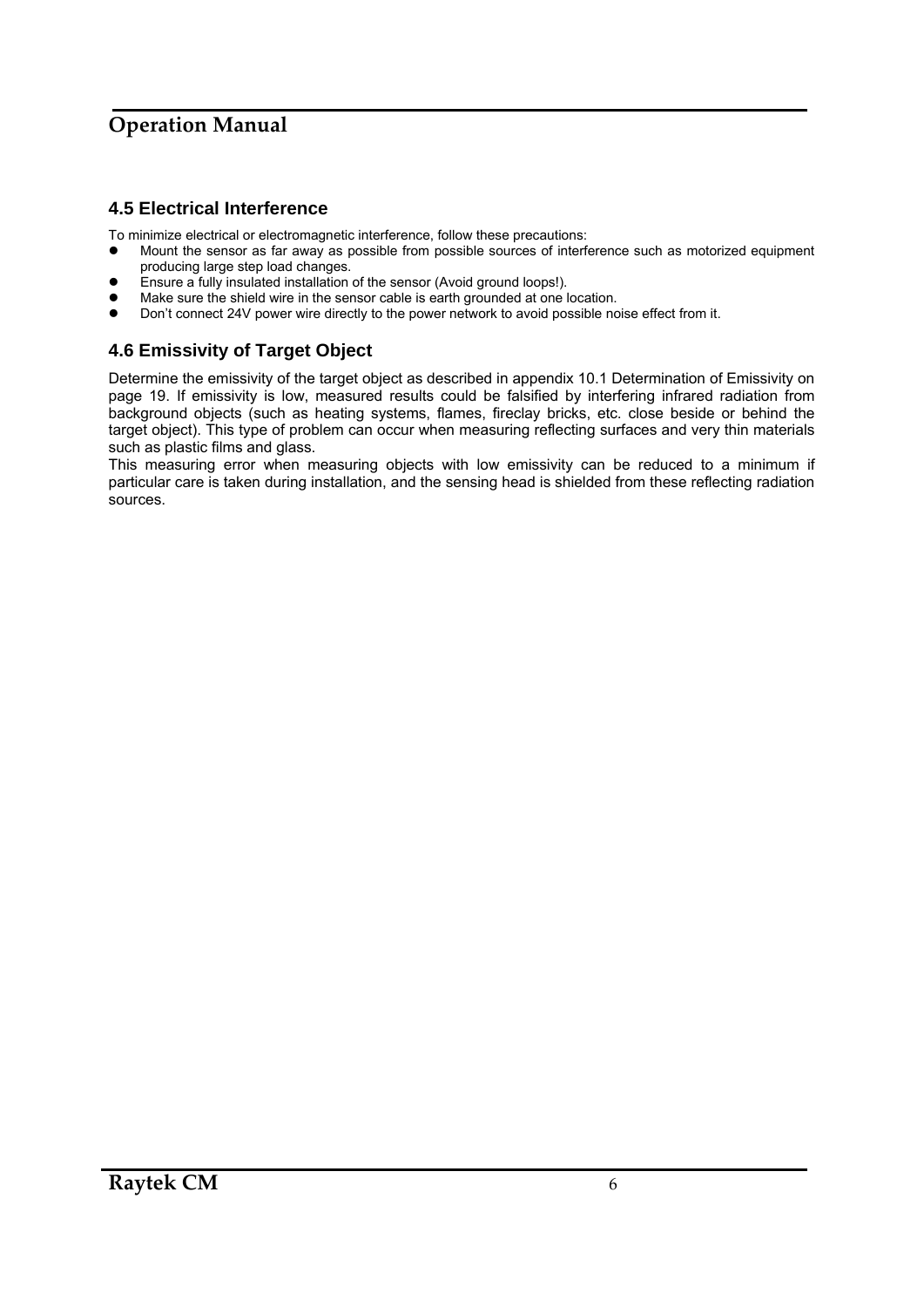## 4.5 Electrical Interference

To minimize electrical or electromagnetic interference, follow these precautions:

- Mount the sensor as far away as possible from possible sources of interference such as motorized equipment producing large step load changes.
- Ensure a fully insulated installation of the sensor (Avoid ground loops!).
- Make sure the shield wire in the sensor cable is earth grounded at one location.
- Don't connect 24V power wire directly to the power network to avoid possible noise effect from it.

## 4.6 Emissivity of Target Object

Determine the emissivity of the target object as described in appendix 10.1 Determination of Emissivity on page 19. If emissivity is low, measured results could be falsified by interfering infrared radiation from background objects (such as heating systems, flames, fireclay bricks, etc. close beside or behind the target object). This type of problem can occur when measuring reflecting surfaces and very thin materials such as plastic films and glass.

This measuring error when measuring objects with low emissivity can be reduced to a minimum if particular care is taken during installation, and the sensing head is shielded from these reflecting radiation sources.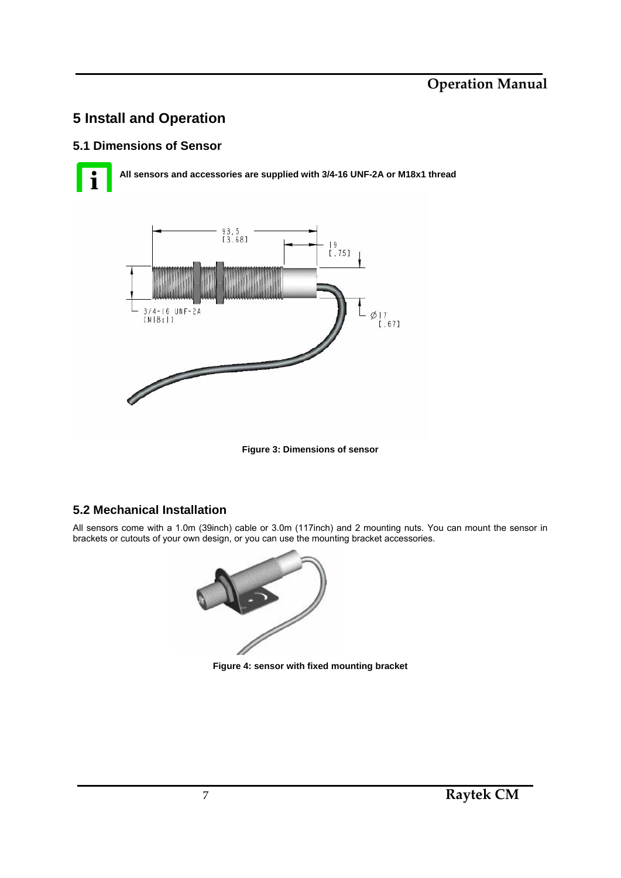# 5 Install and Operation

## 5.1 Dimensions of Sensor

**All sensors and accessories are supplied with 3/4-16 UNF-2A or M18x1 thread**

**Figure 3: Dimensions of sensor**

## 5.2 Mechanical Installation

All sensors come with a 1.0m (39inch) cable or 3.0m (117inch) and 2 mounting nuts. You can mount the sensor in brackets or cutouts of your own design, or you can use the mounting bracket accessories.

**Figure 4: sensor with fixed mounting bracket**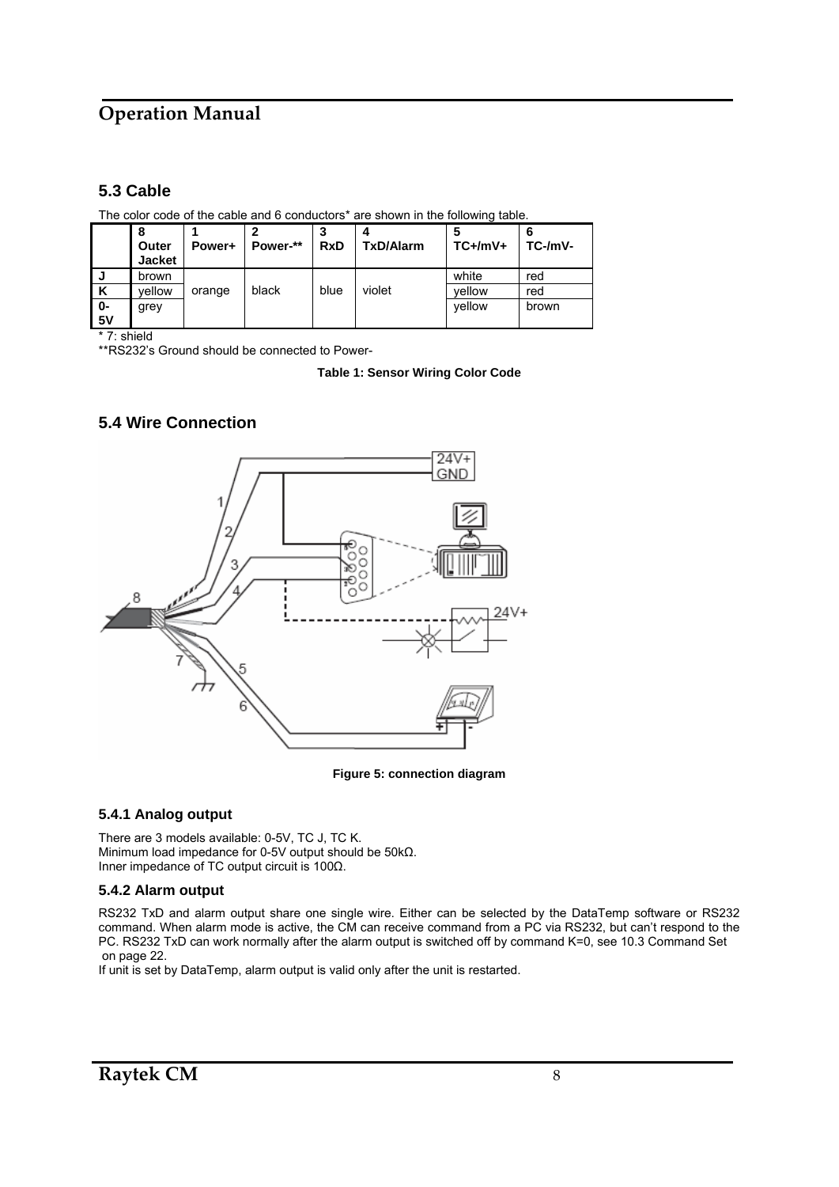## 5.3 Cable

The color code of the cable and 6 conductors* are shown in the following table.

| | 8 Outer Jacket | 1 Power+ | 2 Power-** | 3 RxD | 4 TxD/Alarm | 5 TC+/mV+ | 6 TC-/mV- |
|---|---|---|---|---|---|---|---|
| **J** | brown | orange | black | blue | violet | white | red |
| **K** | yellow | | | | | yellow | red |
| **0-5V** | grey | | | | | yellow | brown |

\* 7: shield

**RS232's Ground should be connected to Power-

**Table 1: Sensor Wiring Color Code**

## 5.4 Wire Connection

**Figure 5: connection diagram**

### 5.4.1 Analog output

There are 3 models available: 0-5V, TC J, TC K.
Minimum load impedance for 0-5V output should be 50kΩ.
Inner impedance of TC output circuit is 100Ω.

### 5.4.2 Alarm output

RS232 TxD and alarm output share one single wire. Either can be selected by the DataTemp software or RS232 command. When alarm mode is active, the CM can receive command from a PC via RS232, but can't respond to the PC. RS232 TxD can work normally after the alarm output is switched off by command K=0, see 10.3 Command Set on page 22.

If unit is set by DataTemp, alarm output is valid only after the unit is restarted.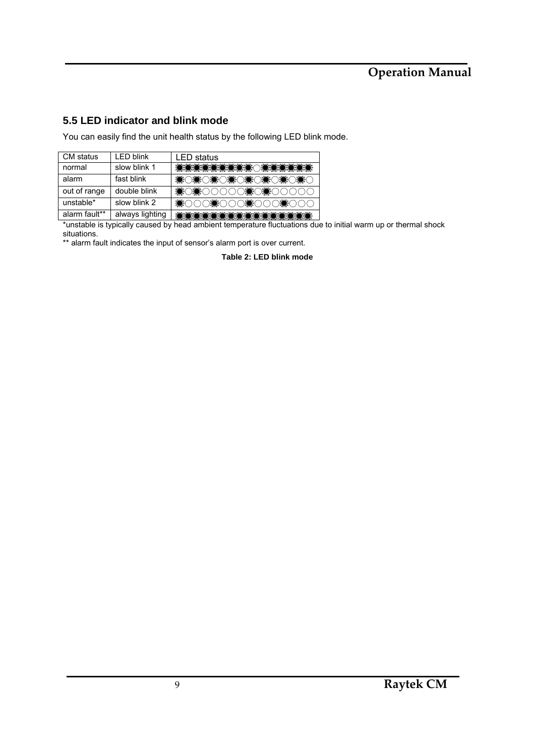## 5.5 LED indicator and blink mode

You can easily find the unit health status by the following LED blink mode.

| CM status | LED blink | LED status |
|---|---|---|
| normal | slow blink 1 | ✹✹✹✹✹✹✹✹✹✹○✹✹✹✹✹✹ |
| alarm | fast blink | ✹○✹○✹○✹○✹○✹○✹○✹○ |
| out of range | double blink | ✹○✹○○○○○✹○✹○○○○○ |
| unstable* | slow blink 2 | ✹○○○✹○○○✹○○○✹○○○ |
| alarm fault** | always lighting | ✹✹✹✹✹✹✹✹✹✹✹✹✹✹✹✹✹ |

*unstable is typically caused by head ambient temperature fluctuations due to initial warm up or thermal shock situations.

** alarm fault indicates the input of sensor's alarm port is over current.

**Table 2: LED blink mode**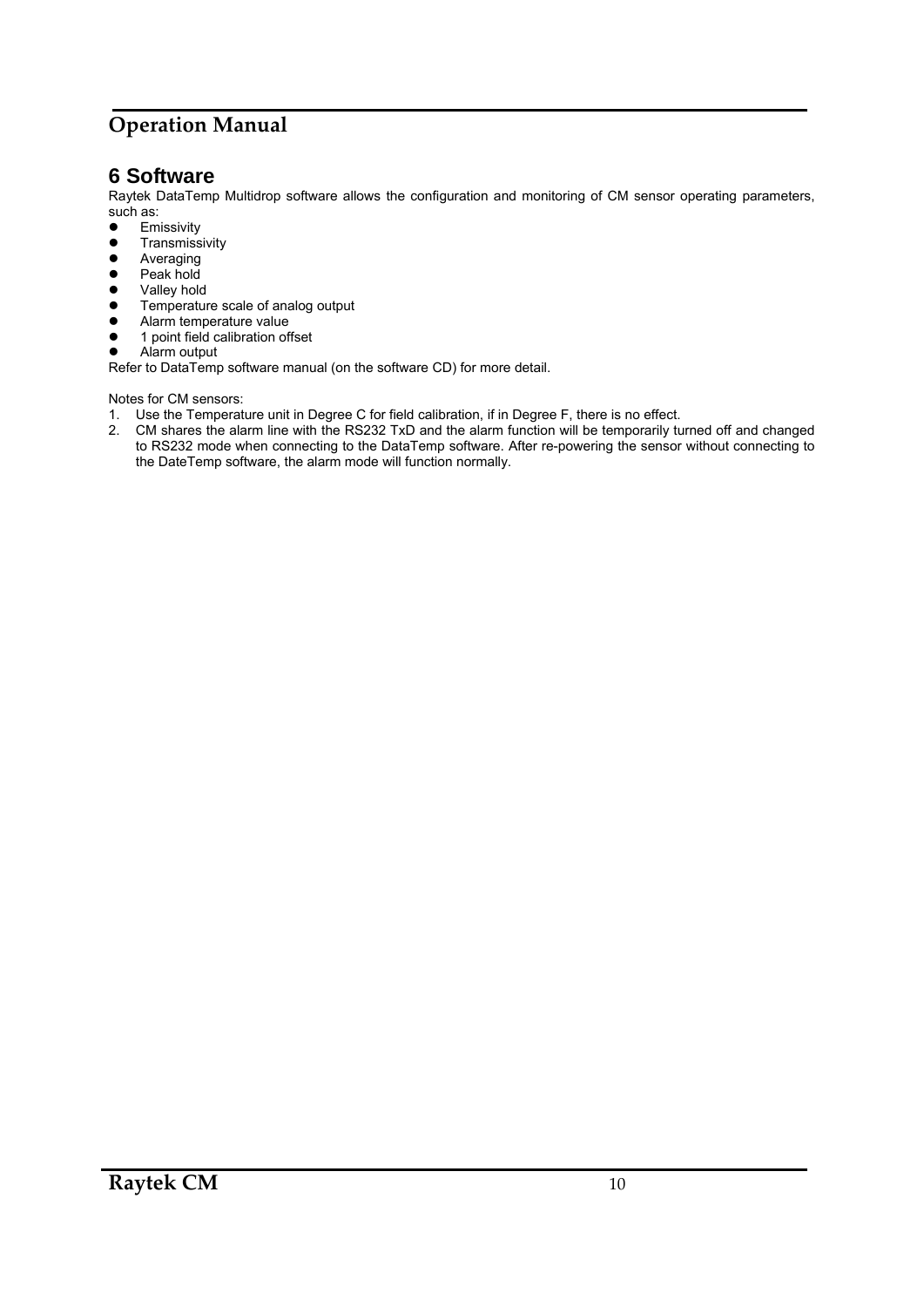# 6 Software

Raytek DataTemp Multidrop software allows the configuration and monitoring of CM sensor operating parameters, such as:

- Emissivity
- Transmissivity
- Averaging
- Peak hold
- Valley hold
- Temperature scale of analog output
- Alarm temperature value
- 1 point field calibration offset
- Alarm output

Refer to DataTemp software manual (on the software CD) for more detail.

Notes for CM sensors:

1. Use the Temperature unit in Degree C for field calibration, if in Degree F, there is no effect.
2. CM shares the alarm line with the RS232 TxD and the alarm function will be temporarily turned off and changed to RS232 mode when connecting to the DataTemp software. After re-powering the sensor without connecting to the DateTemp software, the alarm mode will function normally.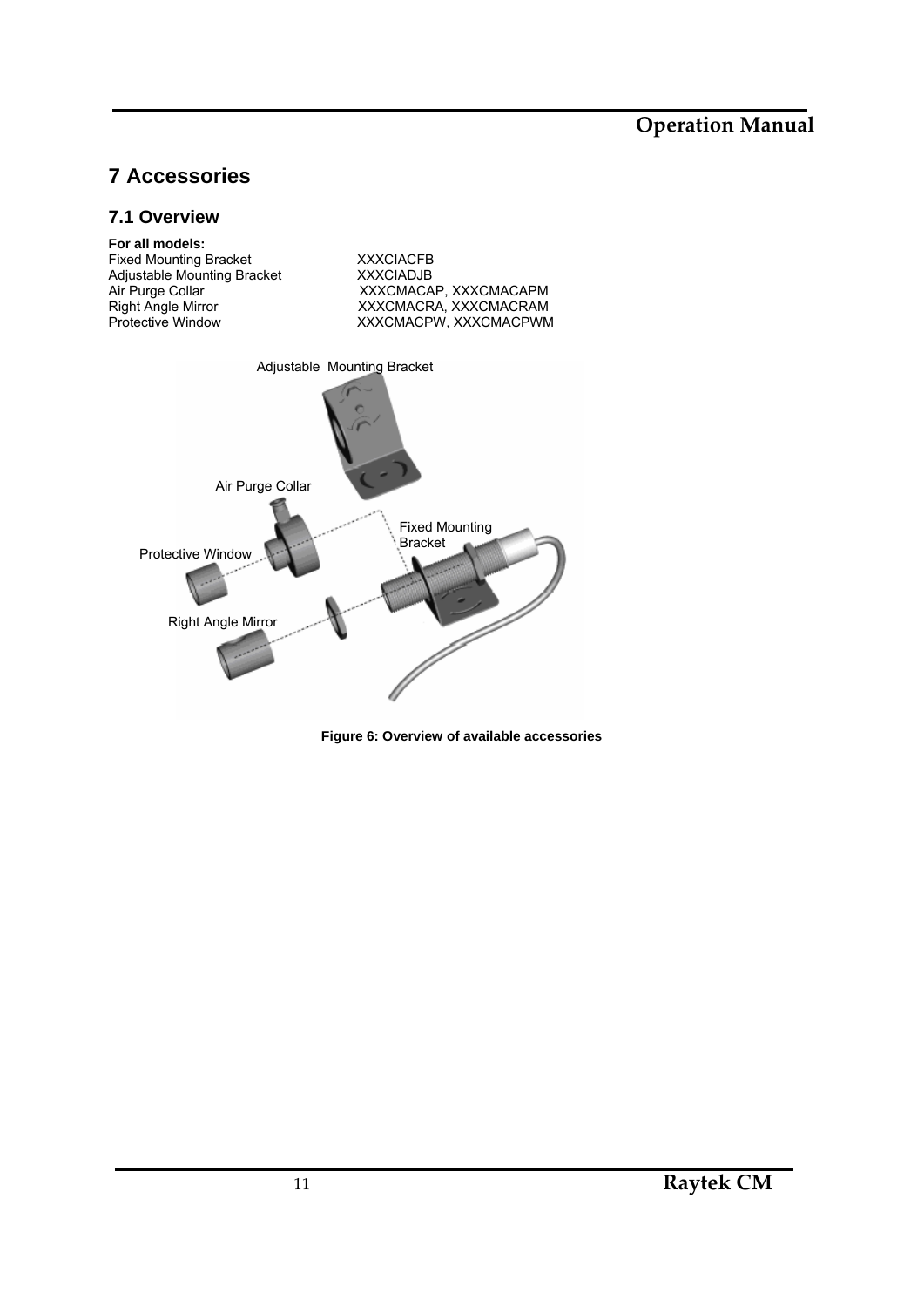# 7 Accessories

## 7.1 Overview

**For all models:**

| | |
|---|---|
| Fixed Mounting Bracket | XXXCIACFB |
| Adjustable Mounting Bracket | XXXCIADJB |
| Air Purge Collar | XXXCMACAP, XXXCMACAPM |
| Right Angle Mirror | XXXCMACRA, XXXCMACRAM |
| Protective Window | XXXCMACPW, XXXCMACPWM |

**Figure 6: Overview of available accessories**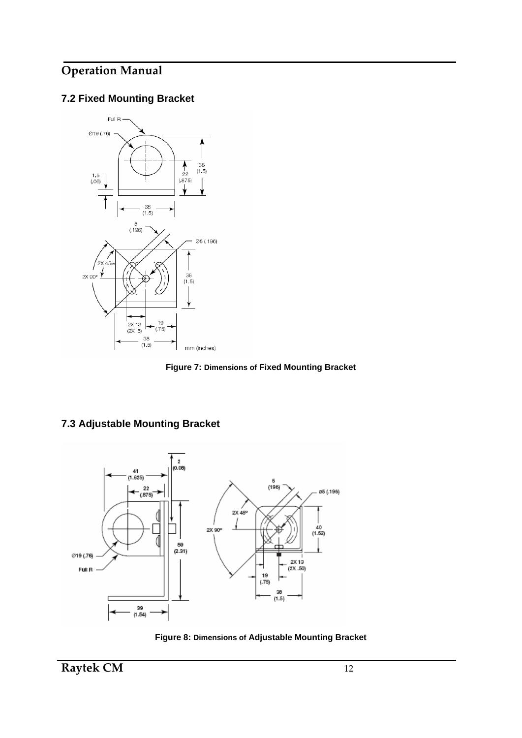## 7.2 Fixed Mounting Bracket

**Figure 7: Dimensions of Fixed Mounting Bracket**

## 7.3 Adjustable Mounting Bracket

**Figure 8: Dimensions of Adjustable Mounting Bracket**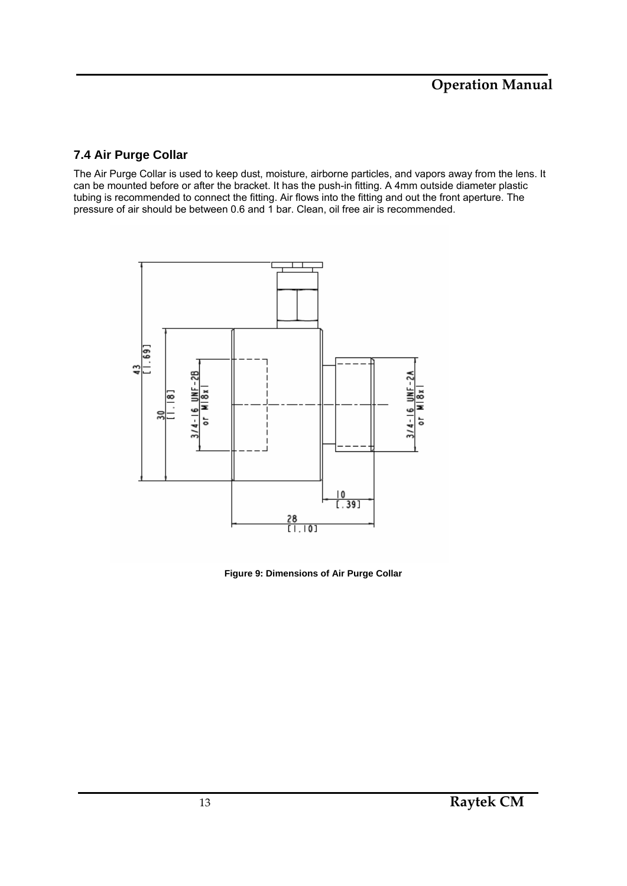### 7.4 Air Purge Collar

The Air Purge Collar is used to keep dust, moisture, airborne particles, and vapors away from the lens. It can be mounted before or after the bracket. It has the push-in fitting. A 4mm outside diameter plastic tubing is recommended to connect the fitting. Air flows into the fitting and out the front aperture. The pressure of air should be between 0.6 and 1 bar. Clean, oil free air is recommended.

**Figure 9: Dimensions of Air Purge Collar**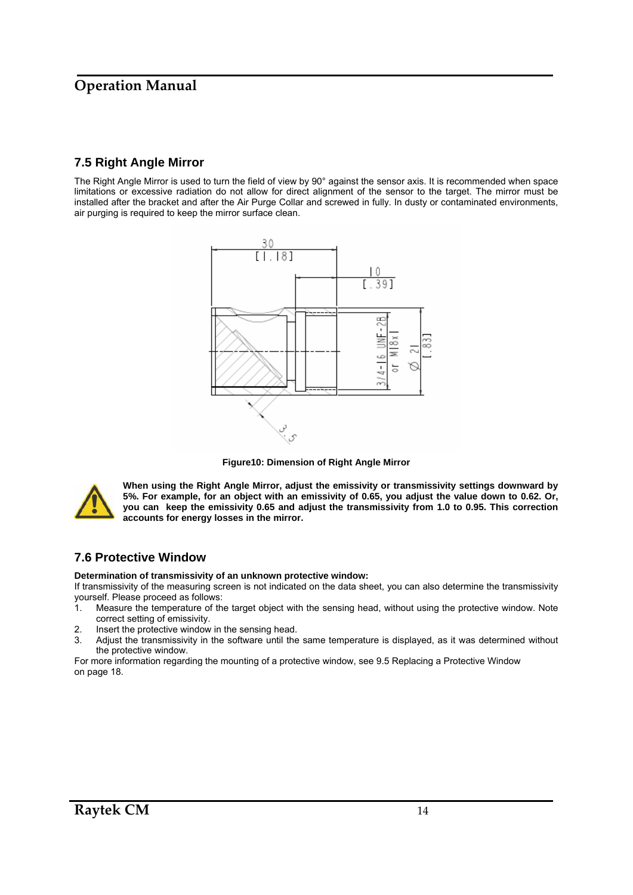## 7.5 Right Angle Mirror

The Right Angle Mirror is used to turn the field of view by 90° against the sensor axis. It is recommended when space limitations or excessive radiation do not allow for direct alignment of the sensor to the target. The mirror must be installed after the bracket and after the Air Purge Collar and screwed in fully. In dusty or contaminated environments, air purging is required to keep the mirror surface clean.

**Figure10: Dimension of Right Angle Mirror**

**When using the Right Angle Mirror, adjust the emissivity or transmissivity settings downward by 5%. For example, for an object with an emissivity of 0.65, you adjust the value down to 0.62. Or, you can keep the emissivity 0.65 and adjust the transmissivity from 1.0 to 0.95. This correction accounts for energy losses in the mirror.**

## 7.6 Protective Window

**Determination of transmissivity of an unknown protective window:**

If transmissivity of the measuring screen is not indicated on the data sheet, you can also determine the transmissivity yourself. Please proceed as follows:

1. Measure the temperature of the target object with the sensing head, without using the protective window. Note correct setting of emissivity.
2. Insert the protective window in the sensing head.
3. Adjust the transmissivity in the software until the same temperature is displayed, as it was determined without the protective window.

For more information regarding the mounting of a protective window, see 9.5 Replacing a Protective Window on page 18.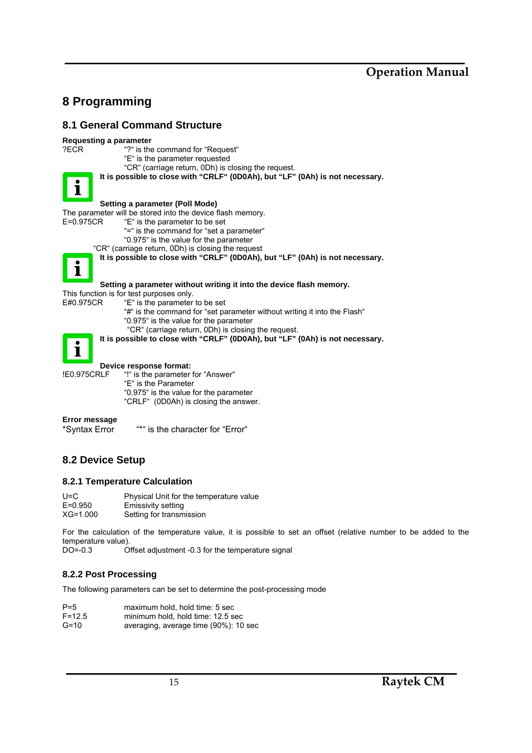# 8 Programming

## 8.1 General Command Structure

**Requesting a parameter**

?ECR "?" is the command for "Request"
"E" is the parameter requested
"CR" (carriage return, 0Dh) is closing the request.

**It is possible to close with "CRLF" (0D0Ah), but "LF" (0Ah) is not necessary.**

**Setting a parameter (Poll Mode)**

The parameter will be stored into the device flash memory.

E=0.975CR "E" is the parameter to be set
"=" is the command for "set a parameter"
"0.975" is the value for the parameter
"CR" (carriage return, 0Dh) is closing the request

**It is possible to close with "CRLF" (0D0Ah), but "LF" (0Ah) is not necessary.**

**Setting a parameter without writing it into the device flash memory.**

This function is for test purposes only.

E#0.975CR "E" is the parameter to be set
"#" is the command for "set parameter without writing it into the Flash"
"0.975" is the value for the parameter
"CR" (carriage return, 0Dh) is closing the request.

**It is possible to close with "CRLF" (0D0Ah), but "LF" (0Ah) is not necessary.**

**Device response format:**

!E0.975CRLF "!" is the parameter for "Answer"
"E" is the Parameter
"0.975" is the value for the parameter
"CRLF" (0D0Ah) is closing the answer.

**Error message**

*Syntax Error "*" is the character for "Error"

## 8.2 Device Setup

### 8.2.1 Temperature Calculation

| | |
|---|---|
| U=C | Physical Unit for the temperature value |
| E=0.950 | Emissivity setting |
| XG=1.000 | Setting for transmission |

For the calculation of the temperature value, it is possible to set an offset (relative number to be added to the temperature value).

DO=-0.3 Offset adjustment -0.3 for the temperature signal

### 8.2.2 Post Processing

The following parameters can be set to determine the post-processing mode

| | |
|---|---|
| P=5 | maximum hold, hold time: 5 sec |
| F=12.5 | minimum hold, hold time: 12.5 sec |
| G=10 | averaging, average time (90%): 10 sec |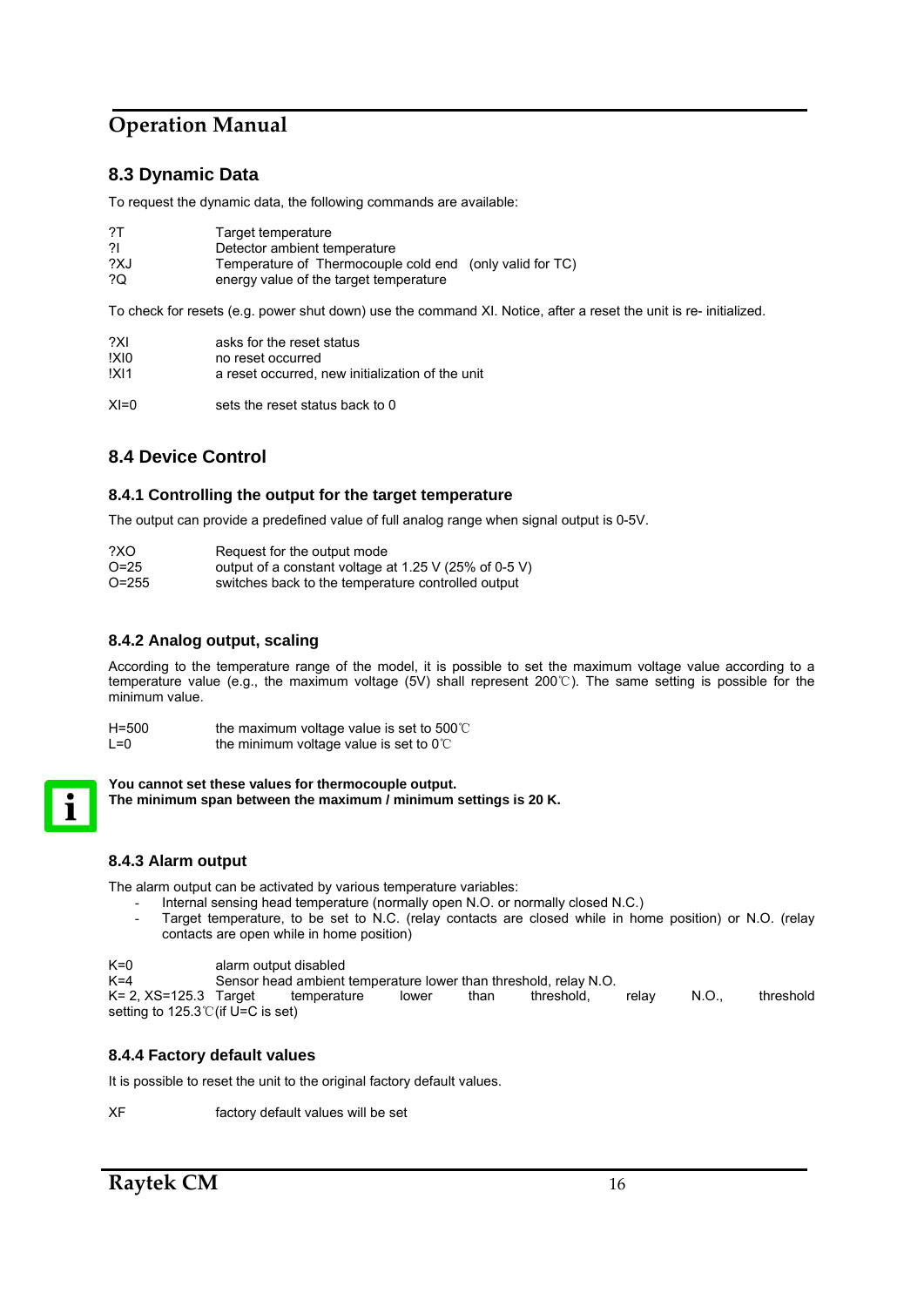## 8.3 Dynamic Data

To request the dynamic data, the following commands are available:

| | |
|---|---|
| ?T | Target temperature |
| ?I | Detector ambient temperature |
| ?XJ | Temperature of Thermocouple cold end (only valid for TC) |
| ?Q | energy value of the target temperature |

To check for resets (e.g. power shut down) use the command XI. Notice, after a reset the unit is re- initialized.

| | |
|---|---|
| ?XI | asks for the reset status |
| !XI0 | no reset occurred |
| !XI1 | a reset occurred, new initialization of the unit |

| | |
|---|---|
| XI=0 | sets the reset status back to 0 |

## 8.4 Device Control

### 8.4.1 Controlling the output for the target temperature

The output can provide a predefined value of full analog range when signal output is 0-5V.

| | |
|---|---|
| ?XO | Request for the output mode |
| O=25 | output of a constant voltage at 1.25 V (25% of 0-5 V) |
| O=255 | switches back to the temperature controlled output |

### 8.4.2 Analog output, scaling

According to the temperature range of the model, it is possible to set the maximum voltage value according to a temperature value (e.g., the maximum voltage (5V) shall represent 200℃). The same setting is possible for the minimum value.

| | |
|---|---|
| H=500 | the maximum voltage value is set to 500℃ |
| L=0 | the minimum voltage value is set to 0℃ |

**You cannot set these values for thermocouple output.**
**The minimum span between the maximum / minimum settings is 20 K.**

### 8.4.3 Alarm output

The alarm output can be activated by various temperature variables:

- Internal sensing head temperature (normally open N.O. or normally closed N.C.)
- Target temperature, to be set to N.C. (relay contacts are closed while in home position) or N.O. (relay contacts are open while in home position)

| | |
|---|---|
| K=0 | alarm output disabled |
| K=4 | Sensor head ambient temperature lower than threshold, relay N.O. |
| K= 2, XS=125.3 | Target temperature lower than threshold, relay N.O., threshold setting to 125.3℃(if U=C is set) |

### 8.4.4 Factory default values

It is possible to reset the unit to the original factory default values.

| | |
|---|---|
| XF | factory default values will be set |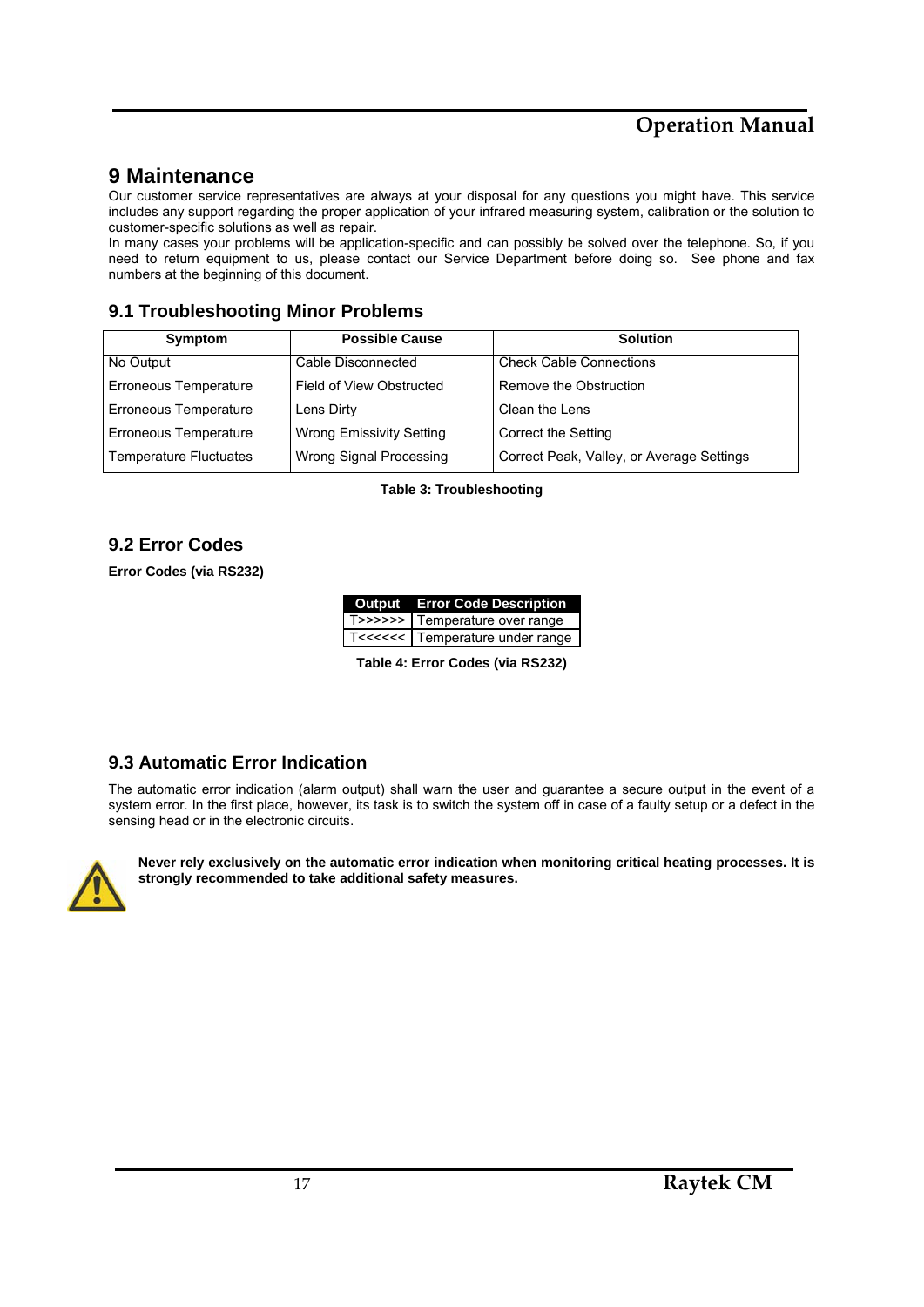# 9 Maintenance

Our customer service representatives are always at your disposal for any questions you might have. This service includes any support regarding the proper application of your infrared measuring system, calibration or the solution to customer-specific solutions as well as repair.

In many cases your problems will be application-specific and can possibly be solved over the telephone. So, if you need to return equipment to us, please contact our Service Department before doing so. See phone and fax numbers at the beginning of this document.

## 9.1 Troubleshooting Minor Problems

| Symptom | Possible Cause | Solution |
|---|---|---|
| No Output | Cable Disconnected | Check Cable Connections |
| Erroneous Temperature | Field of View Obstructed | Remove the Obstruction |
| Erroneous Temperature | Lens Dirty | Clean the Lens |
| Erroneous Temperature | Wrong Emissivity Setting | Correct the Setting |
| Temperature Fluctuates | Wrong Signal Processing | Correct Peak, Valley, or Average Settings |

**Table 3: Troubleshooting**

## 9.2 Error Codes

**Error Codes (via RS232)**

| Output | Error Code Description |
|---|---|
| T>>>>>> | Temperature over range |
| T<<<<<< | Temperature under range |

**Table 4: Error Codes (via RS232)**

## 9.3 Automatic Error Indication

The automatic error indication (alarm output) shall warn the user and guarantee a secure output in the event of a system error. In the first place, however, its task is to switch the system off in case of a faulty setup or a defect in the sensing head or in the electronic circuits.

**Never rely exclusively on the automatic error indication when monitoring critical heating processes. It is strongly recommended to take additional safety measures.**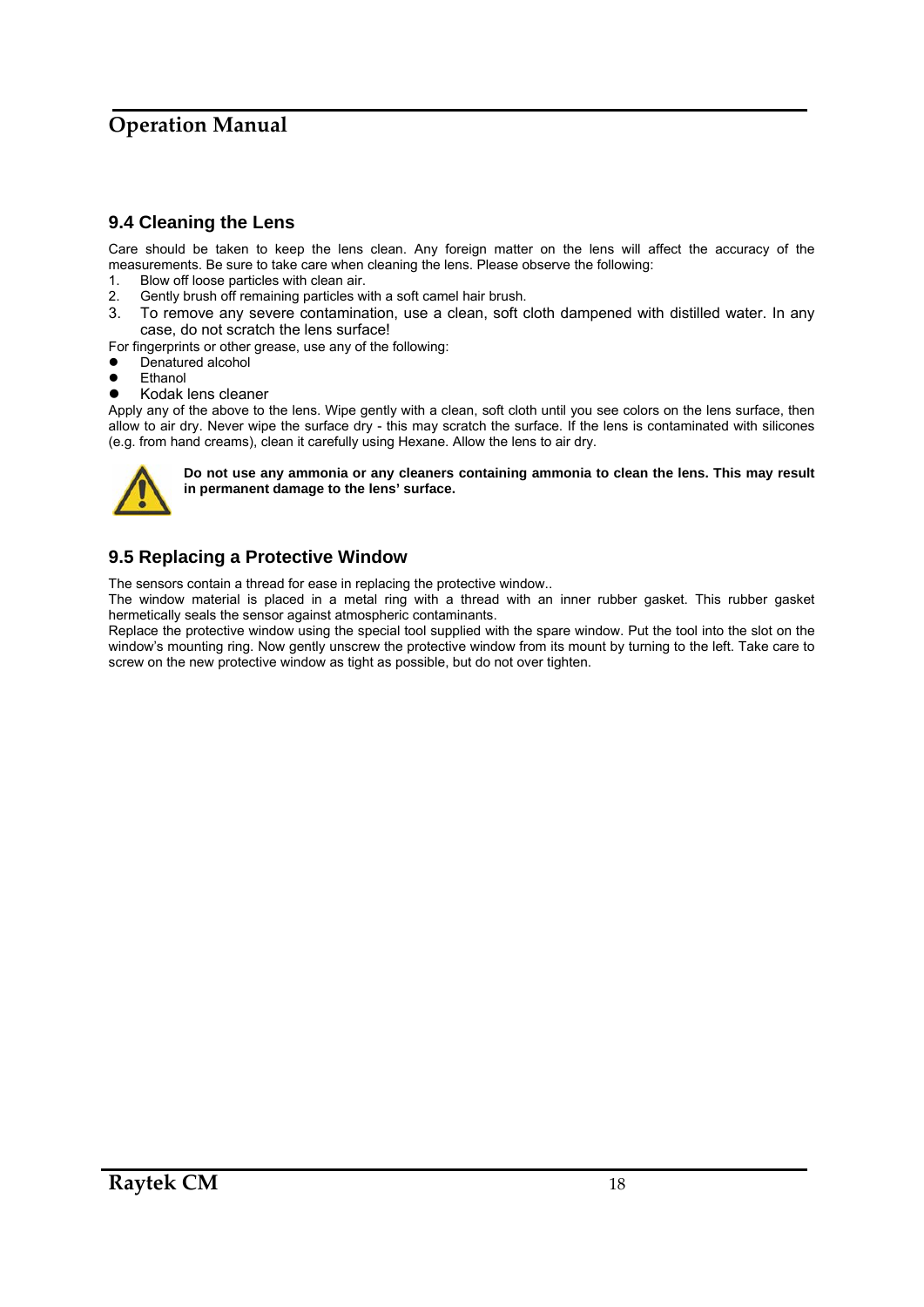## 9.4 Cleaning the Lens

Care should be taken to keep the lens clean. Any foreign matter on the lens will affect the accuracy of the measurements. Be sure to take care when cleaning the lens. Please observe the following:

1. Blow off loose particles with clean air.
2. Gently brush off remaining particles with a soft camel hair brush.
3. To remove any severe contamination, use a clean, soft cloth dampened with distilled water. In any case, do not scratch the lens surface!

For fingerprints or other grease, use any of the following:

- Denatured alcohol
- Ethanol
- Kodak lens cleaner

Apply any of the above to the lens. Wipe gently with a clean, soft cloth until you see colors on the lens surface, then allow to air dry. Never wipe the surface dry - this may scratch the surface. If the lens is contaminated with silicones (e.g. from hand creams), clean it carefully using Hexane. Allow the lens to air dry.

**Do not use any ammonia or any cleaners containing ammonia to clean the lens. This may result in permanent damage to the lens' surface.**

## 9.5 Replacing a Protective Window

The sensors contain a thread for ease in replacing the protective window..

The window material is placed in a metal ring with a thread with an inner rubber gasket. This rubber gasket hermetically seals the sensor against atmospheric contaminants.

Replace the protective window using the special tool supplied with the spare window. Put the tool into the slot on the window's mounting ring. Now gently unscrew the protective window from its mount by turning to the left. Take care to screw on the new protective window as tight as possible, but do not over tighten.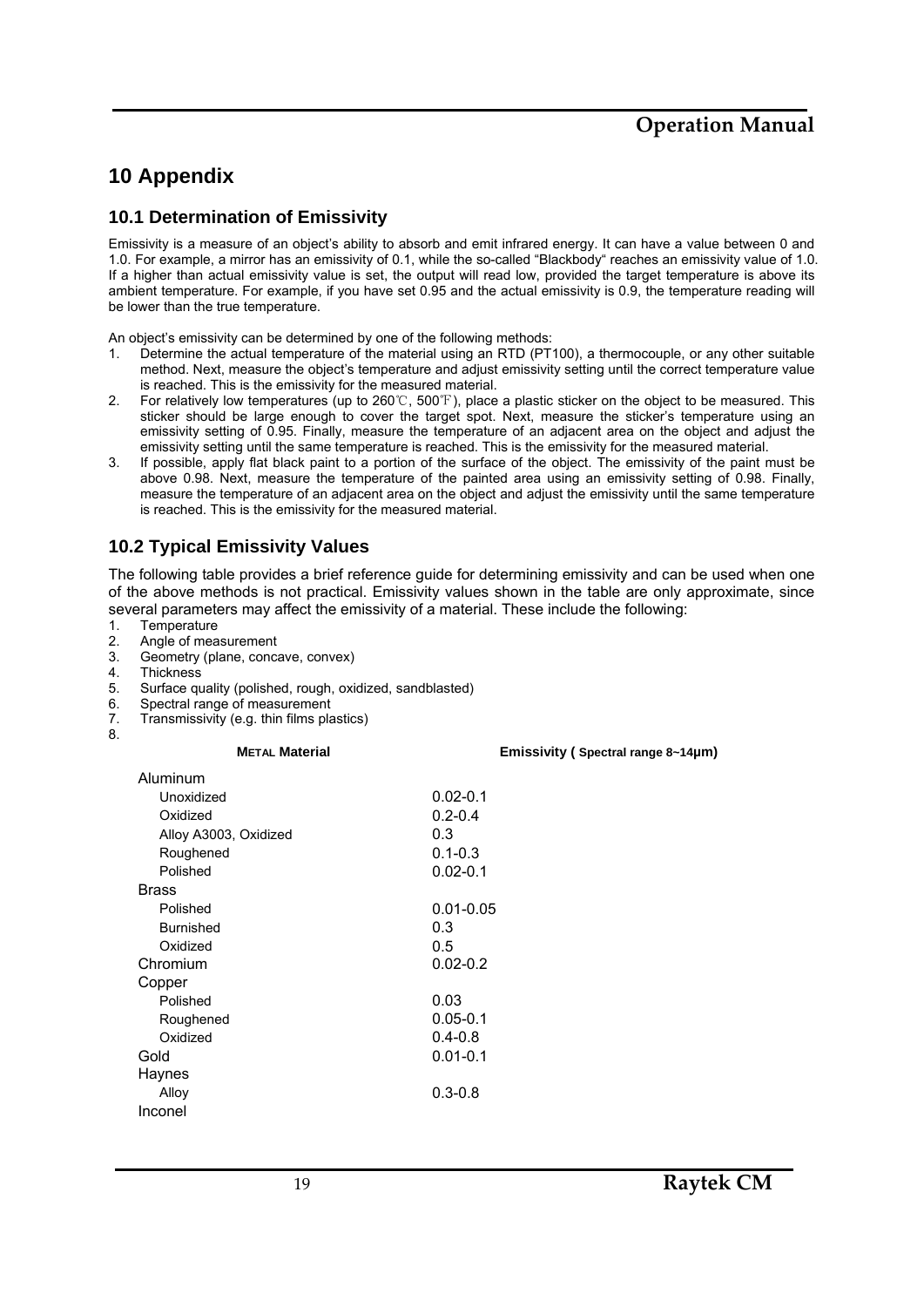# 10 Appendix

## 10.1 Determination of Emissivity

Emissivity is a measure of an object's ability to absorb and emit infrared energy. It can have a value between 0 and 1.0. For example, a mirror has an emissivity of 0.1, while the so-called "Blackbody" reaches an emissivity value of 1.0. If a higher than actual emissivity value is set, the output will read low, provided the target temperature is above its ambient temperature. For example, if you have set 0.95 and the actual emissivity is 0.9, the temperature reading will be lower than the true temperature.

An object's emissivity can be determined by one of the following methods:

1. Determine the actual temperature of the material using an RTD (PT100), a thermocouple, or any other suitable method. Next, measure the object's temperature and adjust emissivity setting until the correct temperature value is reached. This is the emissivity for the measured material.
2. For relatively low temperatures (up to 260℃, 500℉), place a plastic sticker on the object to be measured. This sticker should be large enough to cover the target spot. Next, measure the sticker's temperature using an emissivity setting of 0.95. Finally, measure the temperature of an adjacent area on the object and adjust the emissivity setting until the same temperature is reached. This is the emissivity for the measured material.
3. If possible, apply flat black paint to a portion of the surface of the object. The emissivity of the paint must be above 0.98. Next, measure the temperature of the painted area using an emissivity setting of 0.98. Finally, measure the temperature of an adjacent area on the object and adjust the emissivity until the same temperature is reached. This is the emissivity for the measured material.

## 10.2 Typical Emissivity Values

The following table provides a brief reference guide for determining emissivity and can be used when one of the above methods is not practical. Emissivity values shown in the table are only approximate, since several parameters may affect the emissivity of a material. These include the following:

1. Temperature
2. Angle of measurement
3. Geometry (plane, concave, convex)
4. Thickness
5. Surface quality (polished, rough, oxidized, sandblasted)
6. Spectral range of measurement
7. Transmissivity (e.g. thin films plastics)
8.

| METAL Material | Emissivity ( Spectral range 8~14μm) |
|---|---|
| Aluminum | |
| Unoxidized | 0.02-0.1 |
| Oxidized | 0.2-0.4 |
| Alloy A3003, Oxidized | 0.3 |
| Roughened | 0.1-0.3 |
| Polished | 0.02-0.1 |
| Brass | |
| Polished | 0.01-0.05 |
| Burnished | 0.3 |
| Oxidized | 0.5 |
| Chromium | 0.02-0.2 |
| Copper | |
| Polished | 0.03 |
| Roughened | 0.05-0.1 |
| Oxidized | 0.4-0.8 |
| Gold | 0.01-0.1 |
| Haynes | |
| Alloy | 0.3-0.8 |
| Inconel | |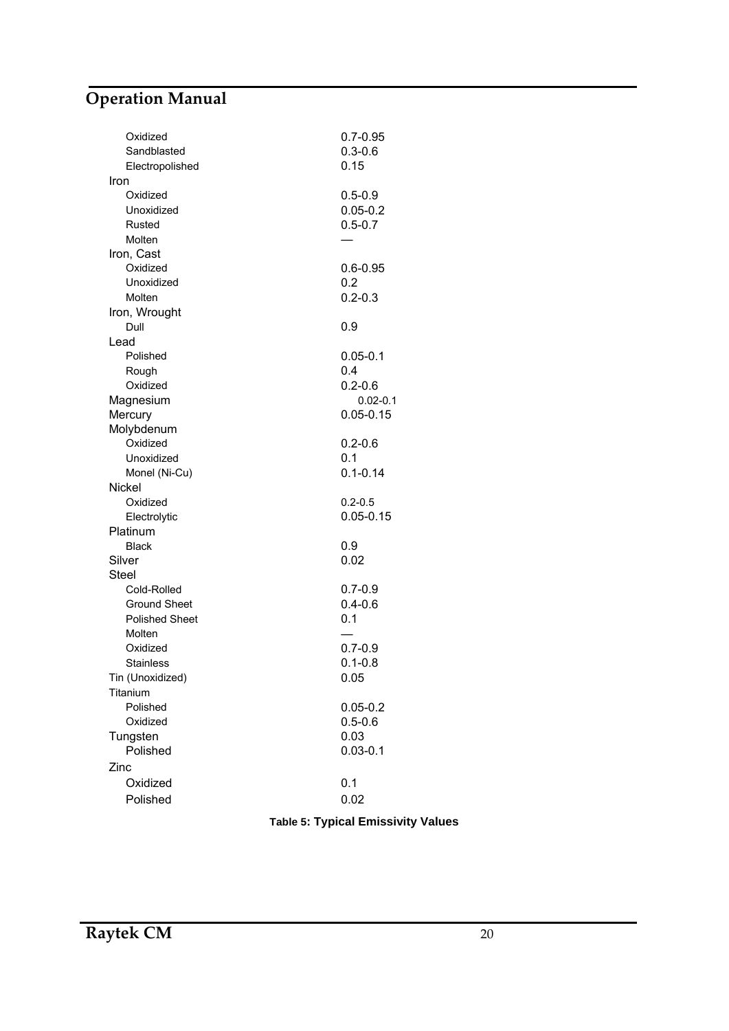| | |
|---|---|
| Oxidized | 0.7-0.95 |
| Sandblasted | 0.3-0.6 |
| Electropolished | 0.15 |
| **Iron** | |
| Oxidized | 0.5-0.9 |
| Unoxidized | 0.05-0.2 |
| Rusted | 0.5-0.7 |
| Molten | — |
| **Iron, Cast** | |
| Oxidized | 0.6-0.95 |
| Unoxidized | 0.2 |
| Molten | 0.2-0.3 |
| **Iron, Wrought** | |
| Dull | 0.9 |
| **Lead** | |
| Polished | 0.05-0.1 |
| Rough | 0.4 |
| Oxidized | 0.2-0.6 |
| **Magnesium** | 0.02-0.1 |
| **Mercury** | 0.05-0.15 |
| **Molybdenum** | |
| Oxidized | 0.2-0.6 |
| Unoxidized | 0.1 |
| Monel (Ni-Cu) | 0.1-0.14 |
| **Nickel** | |
| Oxidized | 0.2-0.5 |
| Electrolytic | 0.05-0.15 |
| **Platinum** | |
| Black | 0.9 |
| **Silver** | 0.02 |
| **Steel** | |
| Cold-Rolled | 0.7-0.9 |
| Ground Sheet | 0.4-0.6 |
| Polished Sheet | 0.1 |
| Molten | — |
| Oxidized | 0.7-0.9 |
| Stainless | 0.1-0.8 |
| **Tin (Unoxidized)** | 0.05 |
| **Titanium** | |
| Polished | 0.05-0.2 |
| Oxidized | 0.5-0.6 |
| **Tungsten** | 0.03 |
| Polished | 0.03-0.1 |
| **Zinc** | |
| Oxidized | 0.1 |
| Polished | 0.02 |

**Table 5: Typical Emissivity Values**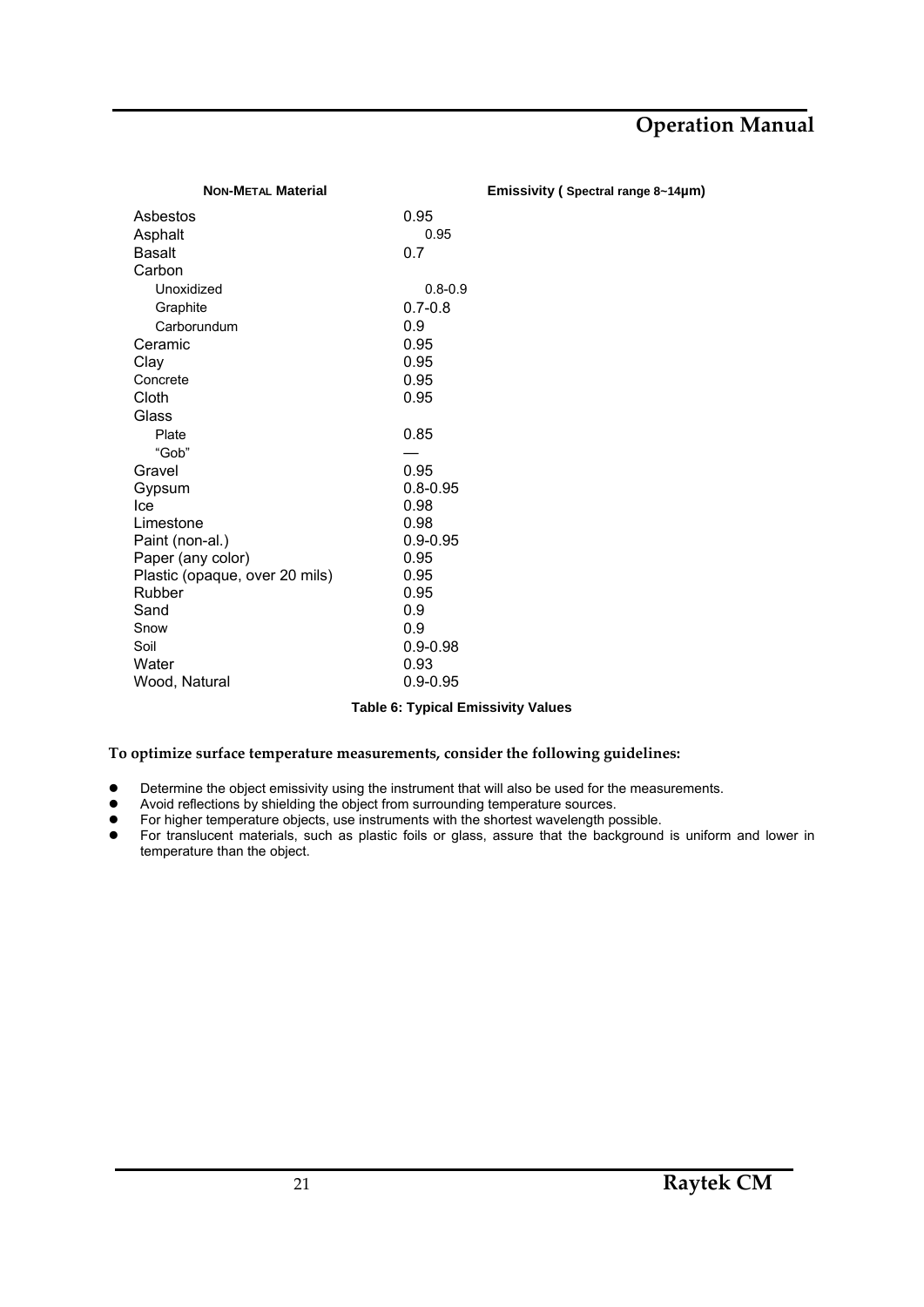| NON-METAL Material | Emissivity ( Spectral range 8~14µm) |
|---|---|
| Asbestos | 0.95 |
| Asphalt | 0.95 |
| Basalt | 0.7 |
| Carbon | |
| Unoxidized | 0.8-0.9 |
| Graphite | 0.7-0.8 |
| Carborundum | 0.9 |
| Ceramic | 0.95 |
| Clay | 0.95 |
| Concrete | 0.95 |
| Cloth | 0.95 |
| Glass | |
| Plate | 0.85 |
| "Gob" | — |
| Gravel | 0.95 |
| Gypsum | 0.8-0.95 |
| Ice | 0.98 |
| Limestone | 0.98 |
| Paint (non-al.) | 0.9-0.95 |
| Paper (any color) | 0.95 |
| Plastic (opaque, over 20 mils) | 0.95 |
| Rubber | 0.95 |
| Sand | 0.9 |
| Snow | 0.9 |
| Soil | 0.9-0.98 |
| Water | 0.93 |
| Wood, Natural | 0.9-0.95 |

**Table 6: Typical Emissivity Values**

**To optimize surface temperature measurements, consider the following guidelines:**

- Determine the object emissivity using the instrument that will also be used for the measurements.
- Avoid reflections by shielding the object from surrounding temperature sources.
- For higher temperature objects, use instruments with the shortest wavelength possible.
- For translucent materials, such as plastic foils or glass, assure that the background is uniform and lower in temperature than the object.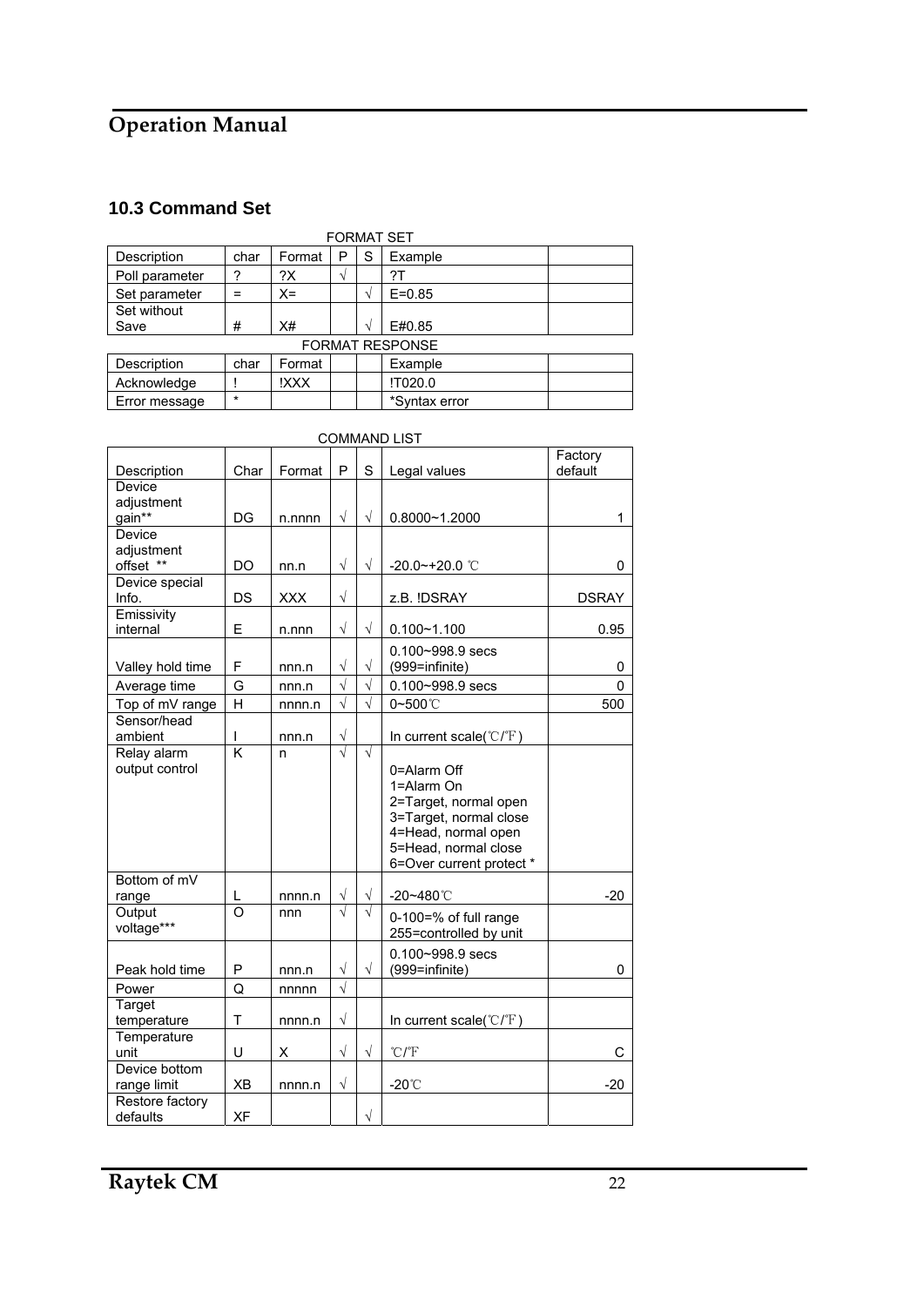## 10.3 Command Set

FORMAT SET

| Description | char | Format | P | S | Example | |
|---|---|---|---|---|---|---|
| Poll parameter | ? | ?X | √ | | ?T | |
| Set parameter | = | X= | | √ | E=0.85 | |
| Set without Save | # | X# | | √ | E#0.85 | |

FORMAT RESPONSE

| Description | char | Format | | | Example | |
|---|---|---|---|---|---|---|
| Acknowledge | ! | !XXX | | | !T020.0 | |
| Error message | * | | | | *Syntax error | |

COMMAND LIST

| Description | Char | Format | P | S | Legal values | Factory default |
|---|---|---|---|---|---|---|
| Device adjustment gain** | DG | n.nnnn | √ | √ | 0.8000~1.2000 | 1 |
| Device adjustment offset ** | DO | nn.n | √ | √ | -20.0~+20.0 ℃ | 0 |
| Device special Info. | DS | XXX | √ | | z.B. !DSRAY | DSRAY |
| Emissivity internal | E | n.nnn | √ | √ | 0.100~1.100 | 0.95 |
| Valley hold time | F | nnn.n | √ | √ | 0.100~998.9 secs (999=infinite) | 0 |
| Average time | G | nnn.n | √ | √ | 0.100~998.9 secs | 0 |
| Top of mV range | H | nnnn.n | √ | √ | 0~500℃ | 500 |
| Sensor/head ambient | I | nnn.n | √ | | In current scale(℃/℉) | |
| Relay alarm output control | K | n | √ | √ | 0=Alarm Off<br>1=Alarm On<br>2=Target, normal open<br>3=Target, normal close<br>4=Head, normal open<br>5=Head, normal close<br>6=Over current protect * | |
| Bottom of mV range | L | nnnn.n | √ | √ | -20~480℃ | -20 |
| Output voltage*** | O | nnn | √ | √ | 0-100=% of full range<br>255=controlled by unit | |
| Peak hold time | P | nnn.n | √ | √ | 0.100~998.9 secs (999=infinite) | 0 |
| Power | Q | nnnnn | √ | | | |
| Target temperature | T | nnnn.n | √ | | In current scale(℃/℉) | |
| Temperature unit | U | X | √ | √ | ℃/℉ | C |
| Device bottom range limit | XB | nnnn.n | √ | | -20℃ | -20 |
| Restore factory defaults | XF | | | √ | | |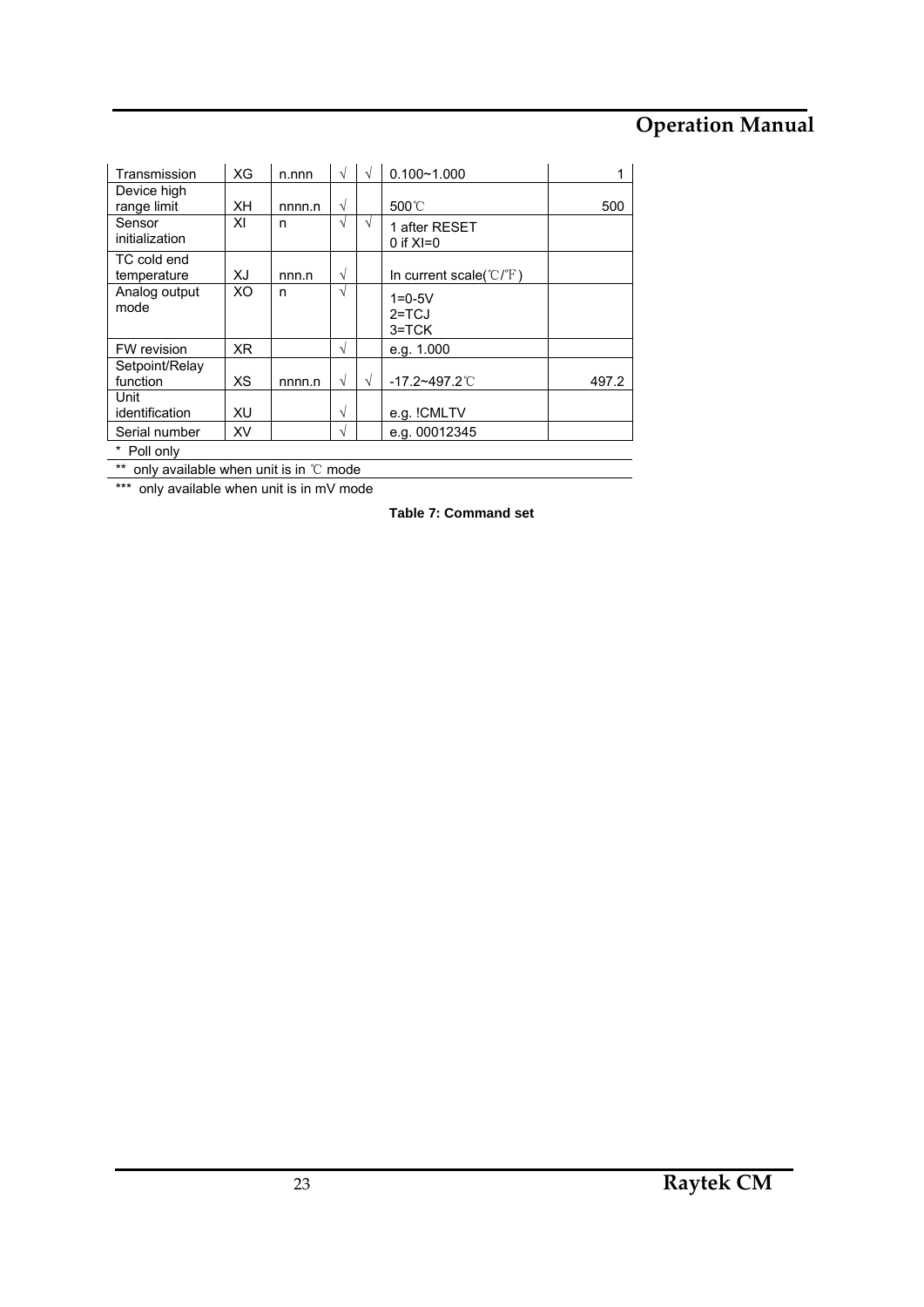| | | | | | | |
|---|---|---|---|---|---|---|
| Transmission | XG | n.nnn | √ | √ | 0.100~1.000 | 1 |
| Device high range limit | XH | nnnn.n | √ | | 500℃ | 500 |
| Sensor initialization | XI | n | √ | √ | 1 after RESET<br>0 if XI=0 | |
| TC cold end temperature | XJ | nnn.n | √ | | In current scale(℃/℉) | |
| Analog output mode | XO | n | √ | | 1=0-5V<br>2=TCJ<br>3=TCK | |
| FW revision | XR | | √ | | e.g. 1.000 | |
| Setpoint/Relay function | XS | nnnn.n | √ | √ | -17.2~497.2℃ | 497.2 |
| Unit identification | XU | | √ | | e.g. !CMLTV | |
| Serial number | XV | | √ | | e.g. 00012345 | |

\* Poll only

\** only available when unit is in ℃ mode

\*** only available when unit is in mV mode

**Table 7: Command set**